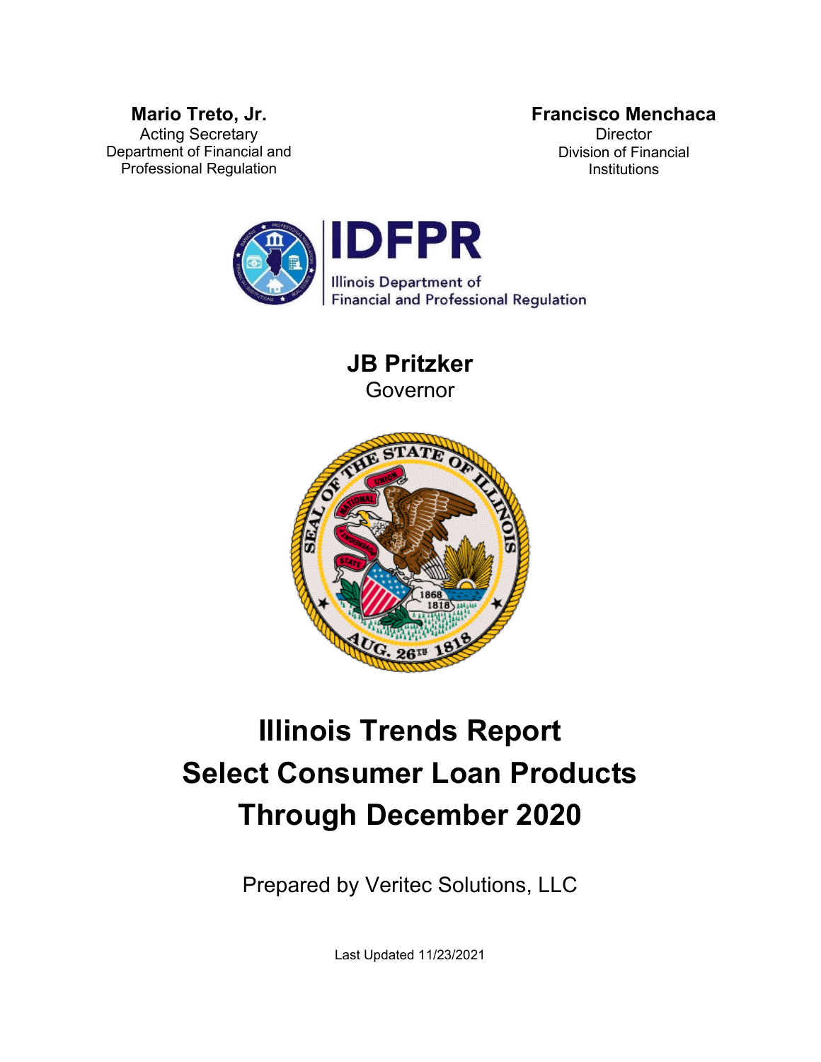**Mario Treto, Jr.**
Acting Secretary
Department of Financial and Professional Regulation

**Francisco Menchaca**
Director
Division of Financial Institutions

IDFPR
Illinois Department of Financial and Professional Regulation

**JB Pritzker**
Governor

# Illinois Trends Report
# Select Consumer Loan Products
# Through December 2020

Prepared by Veritec Solutions, LLC

Last Updated 11/23/2021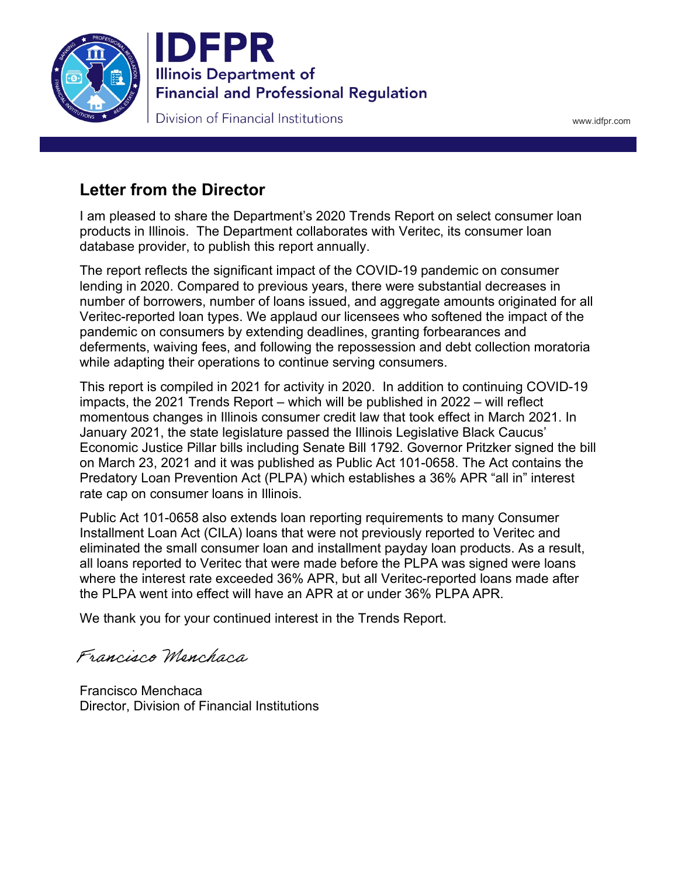# Letter from the Director

I am pleased to share the Department's 2020 Trends Report on select consumer loan products in Illinois. The Department collaborates with Veritec, its consumer loan database provider, to publish this report annually.

The report reflects the significant impact of the COVID-19 pandemic on consumer lending in 2020. Compared to previous years, there were substantial decreases in number of borrowers, number of loans issued, and aggregate amounts originated for all Veritec-reported loan types. We applaud our licensees who softened the impact of the pandemic on consumers by extending deadlines, granting forbearances and deferments, waiving fees, and following the repossession and debt collection moratoria while adapting their operations to continue serving consumers.

This report is compiled in 2021 for activity in 2020. In addition to continuing COVID-19 impacts, the 2021 Trends Report – which will be published in 2022 – will reflect momentous changes in Illinois consumer credit law that took effect in March 2021. In January 2021, the state legislature passed the Illinois Legislative Black Caucus' Economic Justice Pillar bills including Senate Bill 1792. Governor Pritzker signed the bill on March 23, 2021 and it was published as Public Act 101-0658. The Act contains the Predatory Loan Prevention Act (PLPA) which establishes a 36% APR "all in" interest rate cap on consumer loans in Illinois.

Public Act 101-0658 also extends loan reporting requirements to many Consumer Installment Loan Act (CILA) loans that were not previously reported to Veritec and eliminated the small consumer loan and installment payday loan products. As a result, all loans reported to Veritec that were made before the PLPA was signed were loans where the interest rate exceeded 36% APR, but all Veritec-reported loans made after the PLPA went into effect will have an APR at or under 36% PLPA APR.

We thank you for your continued interest in the Trends Report.

*Francisco Menchaca*

Francisco Menchaca
Director, Division of Financial Institutions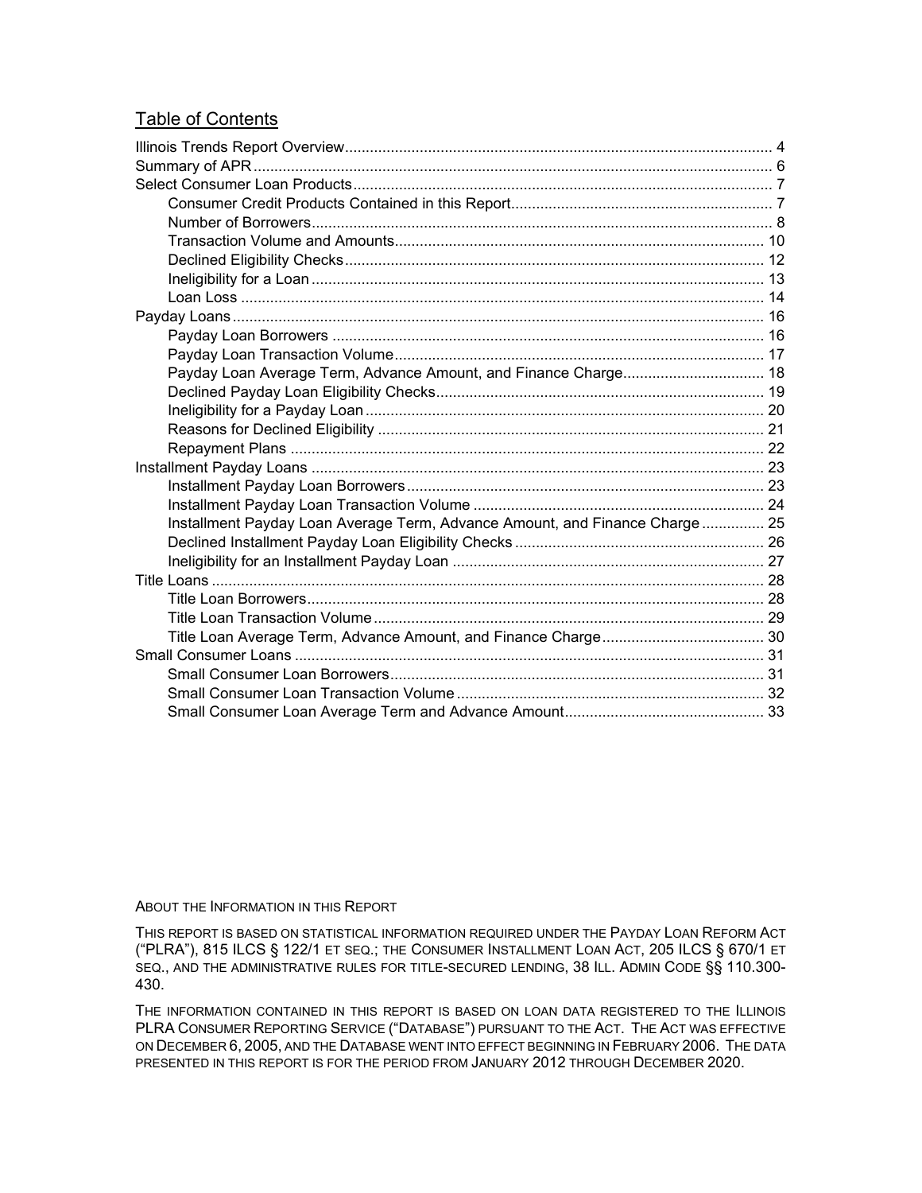## Table of Contents

- Illinois Trends Report Overview ..... 4
- Summary of APR ..... 6
- Select Consumer Loan Products ..... 7
    - Consumer Credit Products Contained in this Report ..... 7
    - Number of Borrowers ..... 8
    - Transaction Volume and Amounts ..... 10
    - Declined Eligibility Checks ..... 12
    - Ineligibility for a Loan ..... 13
    - Loan Loss ..... 14
- Payday Loans ..... 16
    - Payday Loan Borrowers ..... 16
    - Payday Loan Transaction Volume ..... 17
    - Payday Loan Average Term, Advance Amount, and Finance Charge ..... 18
    - Declined Payday Loan Eligibility Checks ..... 19
    - Ineligibility for a Payday Loan ..... 20
    - Reasons for Declined Eligibility ..... 21
    - Repayment Plans ..... 22
- Installment Payday Loans ..... 23
    - Installment Payday Loan Borrowers ..... 23
    - Installment Payday Loan Transaction Volume ..... 24
    - Installment Payday Loan Average Term, Advance Amount, and Finance Charge ..... 25
    - Declined Installment Payday Loan Eligibility Checks ..... 26
    - Ineligibility for an Installment Payday Loan ..... 27
- Title Loans ..... 28
    - Title Loan Borrowers ..... 28
    - Title Loan Transaction Volume ..... 29
    - Title Loan Average Term, Advance Amount, and Finance Charge ..... 30
- Small Consumer Loans ..... 31
    - Small Consumer Loan Borrowers ..... 31
    - Small Consumer Loan Transaction Volume ..... 32
    - Small Consumer Loan Average Term and Advance Amount ..... 33

ABOUT THE INFORMATION IN THIS REPORT

THIS REPORT IS BASED ON STATISTICAL INFORMATION REQUIRED UNDER THE PAYDAY LOAN REFORM ACT ("PLRA"), 815 ILCS § 122/1 ET SEQ.; THE CONSUMER INSTALLMENT LOAN ACT, 205 ILCS § 670/1 ET SEQ., AND THE ADMINISTRATIVE RULES FOR TITLE-SECURED LENDING, 38 ILL. ADMIN CODE §§ 110.300-430.

THE INFORMATION CONTAINED IN THIS REPORT IS BASED ON LOAN DATA REGISTERED TO THE ILLINOIS PLRA CONSUMER REPORTING SERVICE ("DATABASE") PURSUANT TO THE ACT. THE ACT WAS EFFECTIVE ON DECEMBER 6, 2005, AND THE DATABASE WENT INTO EFFECT BEGINNING IN FEBRUARY 2006. THE DATA PRESENTED IN THIS REPORT IS FOR THE PERIOD FROM JANUARY 2012 THROUGH DECEMBER 2020.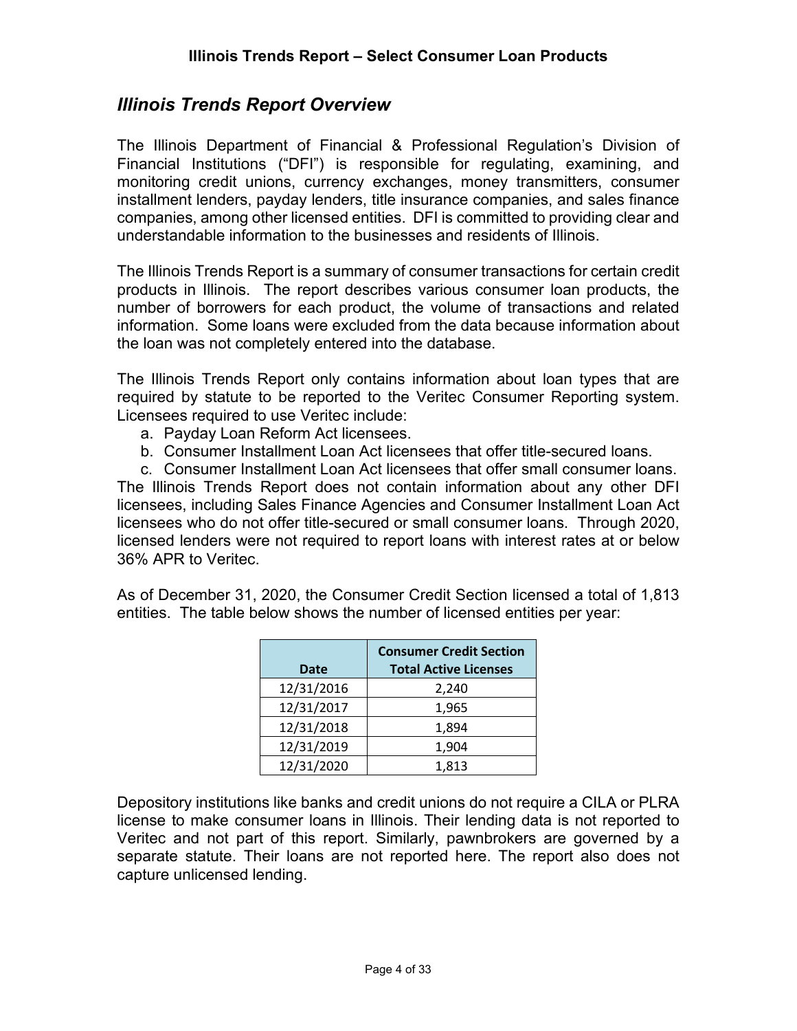## *Illinois Trends Report Overview*

The Illinois Department of Financial & Professional Regulation's Division of Financial Institutions ("DFI") is responsible for regulating, examining, and monitoring credit unions, currency exchanges, money transmitters, consumer installment lenders, payday lenders, title insurance companies, and sales finance companies, among other licensed entities. DFI is committed to providing clear and understandable information to the businesses and residents of Illinois.

The Illinois Trends Report is a summary of consumer transactions for certain credit products in Illinois. The report describes various consumer loan products, the number of borrowers for each product, the volume of transactions and related information. Some loans were excluded from the data because information about the loan was not completely entered into the database.

The Illinois Trends Report only contains information about loan types that are required by statute to be reported to the Veritec Consumer Reporting system. Licensees required to use Veritec include:

a. Payday Loan Reform Act licensees.
b. Consumer Installment Loan Act licensees that offer title-secured loans.
c. Consumer Installment Loan Act licensees that offer small consumer loans.

The Illinois Trends Report does not contain information about any other DFI licensees, including Sales Finance Agencies and Consumer Installment Loan Act licensees who do not offer title-secured or small consumer loans. Through 2020, licensed lenders were not required to report loans with interest rates at or below 36% APR to Veritec.

As of December 31, 2020, the Consumer Credit Section licensed a total of 1,813 entities. The table below shows the number of licensed entities per year:

| Date | Consumer Credit Section Total Active Licenses |
|---|---|
| 12/31/2016 | 2,240 |
| 12/31/2017 | 1,965 |
| 12/31/2018 | 1,894 |
| 12/31/2019 | 1,904 |
| 12/31/2020 | 1,813 |

Depository institutions like banks and credit unions do not require a CILA or PLRA license to make consumer loans in Illinois. Their lending data is not reported to Veritec and not part of this report. Similarly, pawnbrokers are governed by a separate statute. Their loans are not reported here. The report also does not capture unlicensed lending.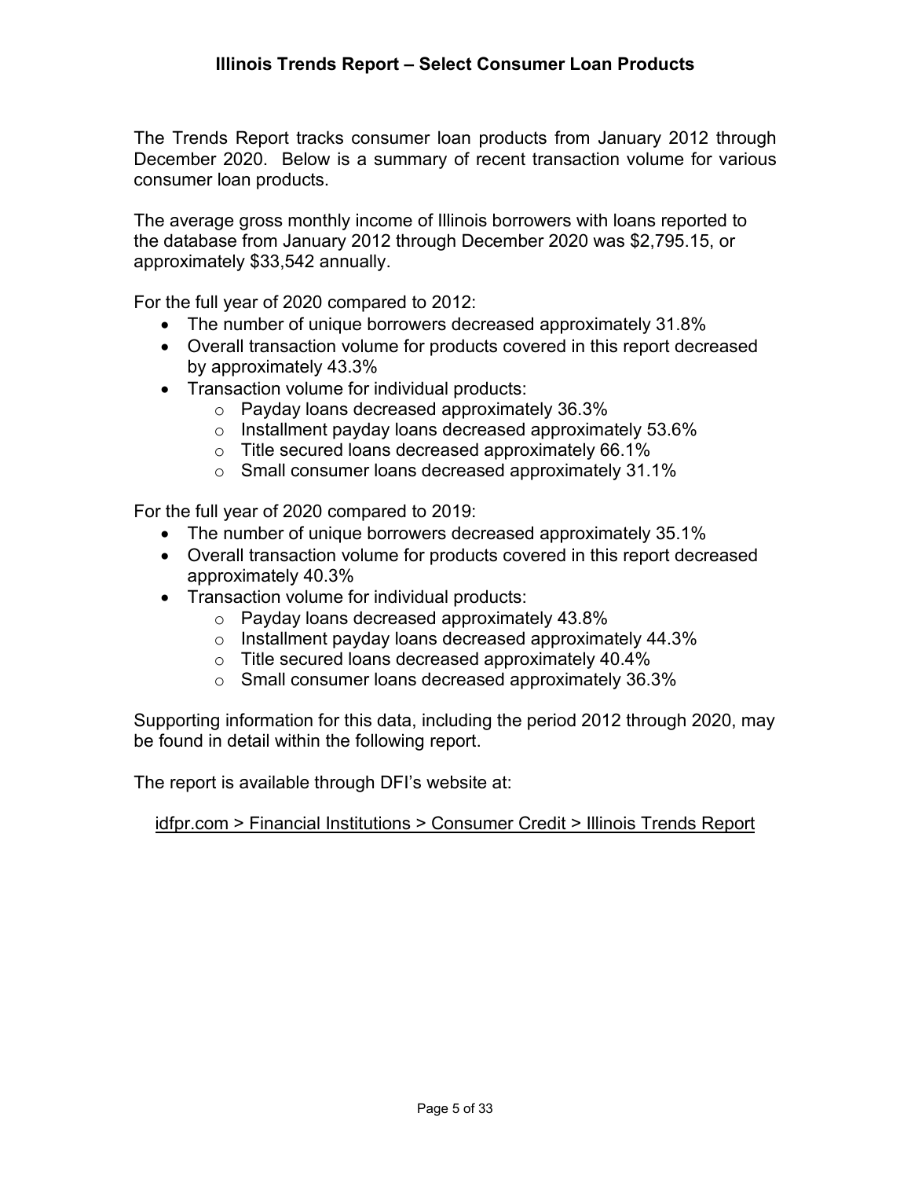# Illinois Trends Report – Select Consumer Loan Products

The Trends Report tracks consumer loan products from January 2012 through December 2020. Below is a summary of recent transaction volume for various consumer loan products.

The average gross monthly income of Illinois borrowers with loans reported to the database from January 2012 through December 2020 was $2,795.15, or approximately $33,542 annually.

For the full year of 2020 compared to 2012:

- The number of unique borrowers decreased approximately 31.8%
- Overall transaction volume for products covered in this report decreased by approximately 43.3%
- Transaction volume for individual products:
  - Payday loans decreased approximately 36.3%
  - Installment payday loans decreased approximately 53.6%
  - Title secured loans decreased approximately 66.1%
  - Small consumer loans decreased approximately 31.1%

For the full year of 2020 compared to 2019:

- The number of unique borrowers decreased approximately 35.1%
- Overall transaction volume for products covered in this report decreased approximately 40.3%
- Transaction volume for individual products:
  - Payday loans decreased approximately 43.8%
  - Installment payday loans decreased approximately 44.3%
  - Title secured loans decreased approximately 40.4%
  - Small consumer loans decreased approximately 36.3%

Supporting information for this data, including the period 2012 through 2020, may be found in detail within the following report.

The report is available through DFI's website at:

idfpr.com > Financial Institutions > Consumer Credit > Illinois Trends Report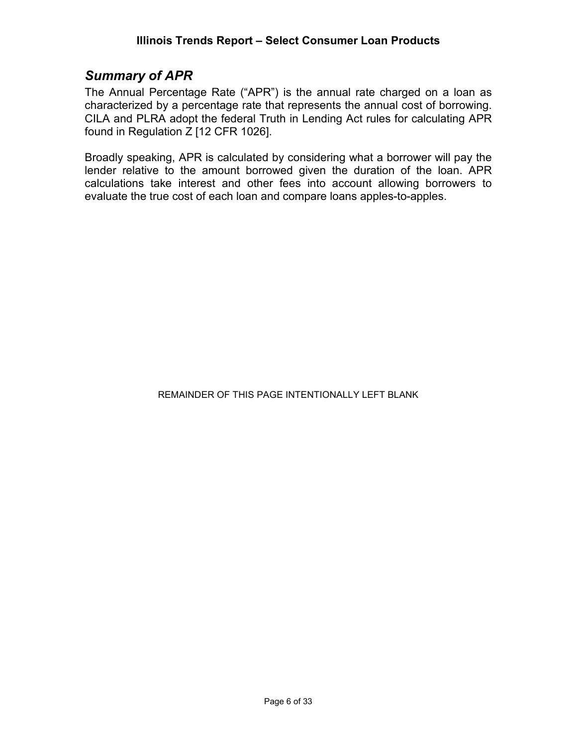## *Summary of APR*

The Annual Percentage Rate ("APR") is the annual rate charged on a loan as characterized by a percentage rate that represents the annual cost of borrowing. CILA and PLRA adopt the federal Truth in Lending Act rules for calculating APR found in Regulation Z [12 CFR 1026].

Broadly speaking, APR is calculated by considering what a borrower will pay the lender relative to the amount borrowed given the duration of the loan. APR calculations take interest and other fees into account allowing borrowers to evaluate the true cost of each loan and compare loans apples-to-apples.

REMAINDER OF THIS PAGE INTENTIONALLY LEFT BLANK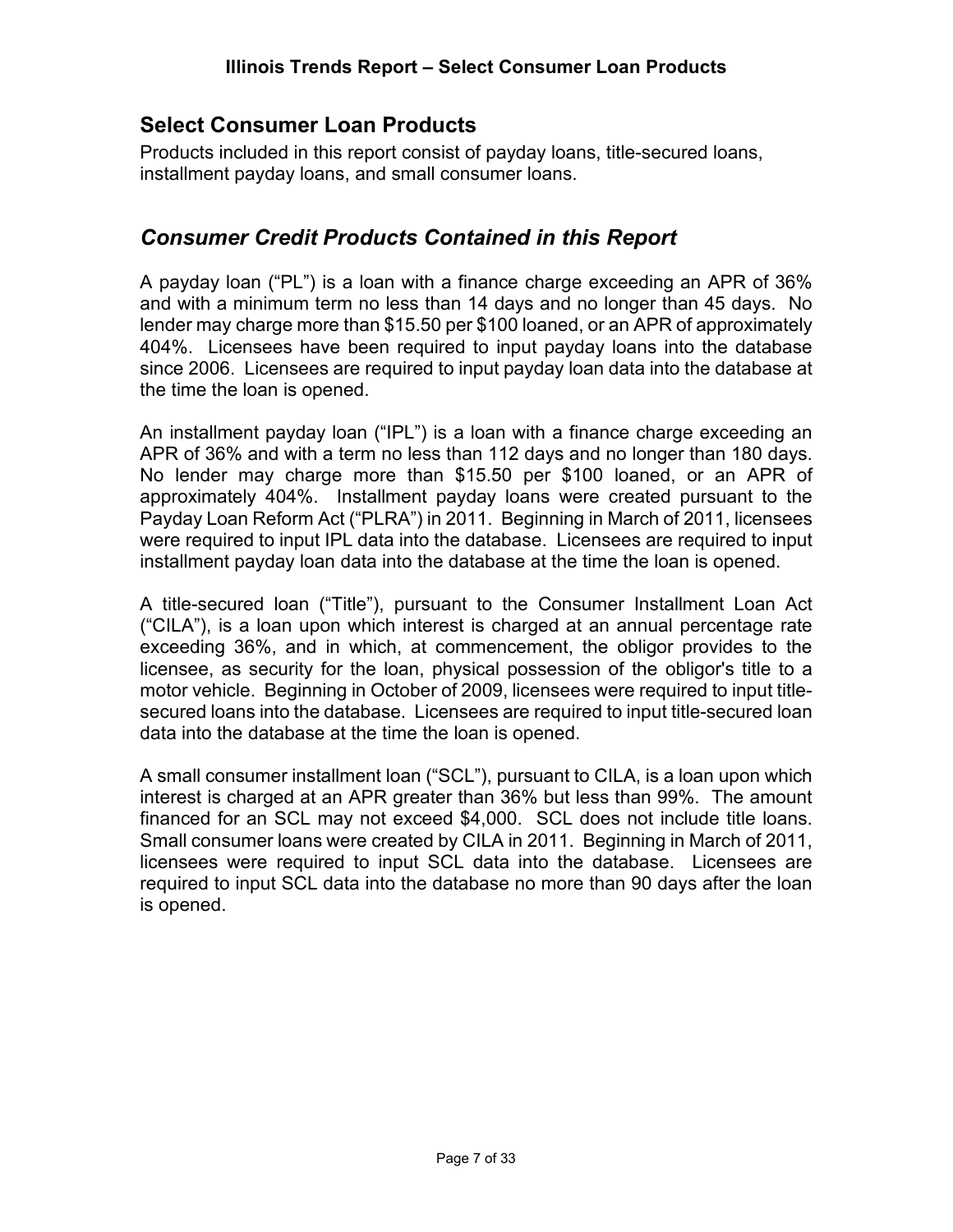## Select Consumer Loan Products

Products included in this report consist of payday loans, title-secured loans, installment payday loans, and small consumer loans.

## *Consumer Credit Products Contained in this Report*

A payday loan ("PL") is a loan with a finance charge exceeding an APR of 36% and with a minimum term no less than 14 days and no longer than 45 days. No lender may charge more than $15.50 per $100 loaned, or an APR of approximately 404%. Licensees have been required to input payday loans into the database since 2006. Licensees are required to input payday loan data into the database at the time the loan is opened.

An installment payday loan ("IPL") is a loan with a finance charge exceeding an APR of 36% and with a term no less than 112 days and no longer than 180 days. No lender may charge more than $15.50 per $100 loaned, or an APR of approximately 404%. Installment payday loans were created pursuant to the Payday Loan Reform Act ("PLRA") in 2011. Beginning in March of 2011, licensees were required to input IPL data into the database. Licensees are required to input installment payday loan data into the database at the time the loan is opened.

A title-secured loan ("Title"), pursuant to the Consumer Installment Loan Act ("CILA"), is a loan upon which interest is charged at an annual percentage rate exceeding 36%, and in which, at commencement, the obligor provides to the licensee, as security for the loan, physical possession of the obligor's title to a motor vehicle. Beginning in October of 2009, licensees were required to input title-secured loans into the database. Licensees are required to input title-secured loan data into the database at the time the loan is opened.

A small consumer installment loan ("SCL"), pursuant to CILA, is a loan upon which interest is charged at an APR greater than 36% but less than 99%. The amount financed for an SCL may not exceed $4,000. SCL does not include title loans. Small consumer loans were created by CILA in 2011. Beginning in March of 2011, licensees were required to input SCL data into the database. Licensees are required to input SCL data into the database no more than 90 days after the loan is opened.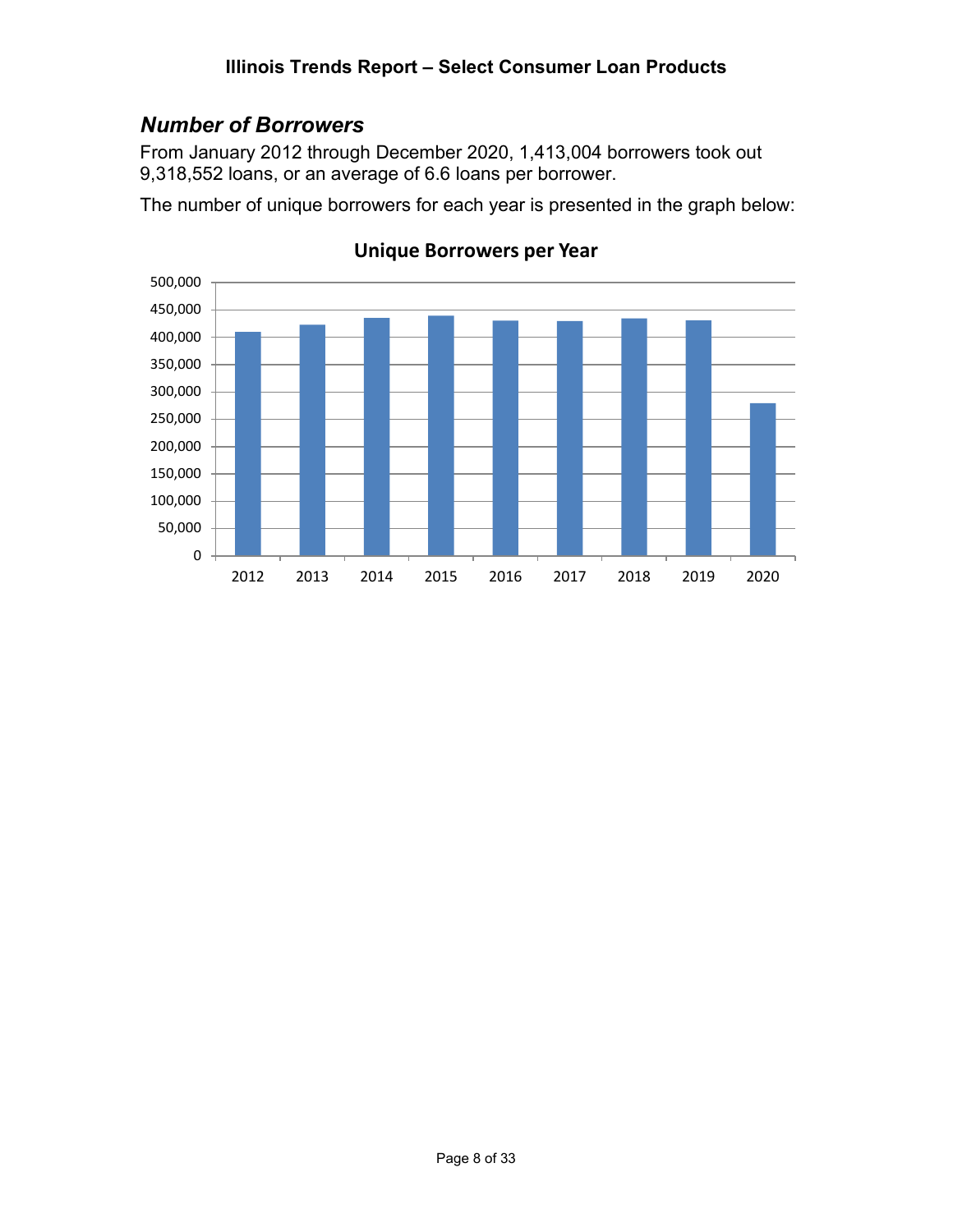## *Number of Borrowers*

From January 2012 through December 2020, 1,413,004 borrowers took out 9,318,552 loans, or an average of 6.6 loans per borrower.

The number of unique borrowers for each year is presented in the graph below:

**Unique Borrowers per Year**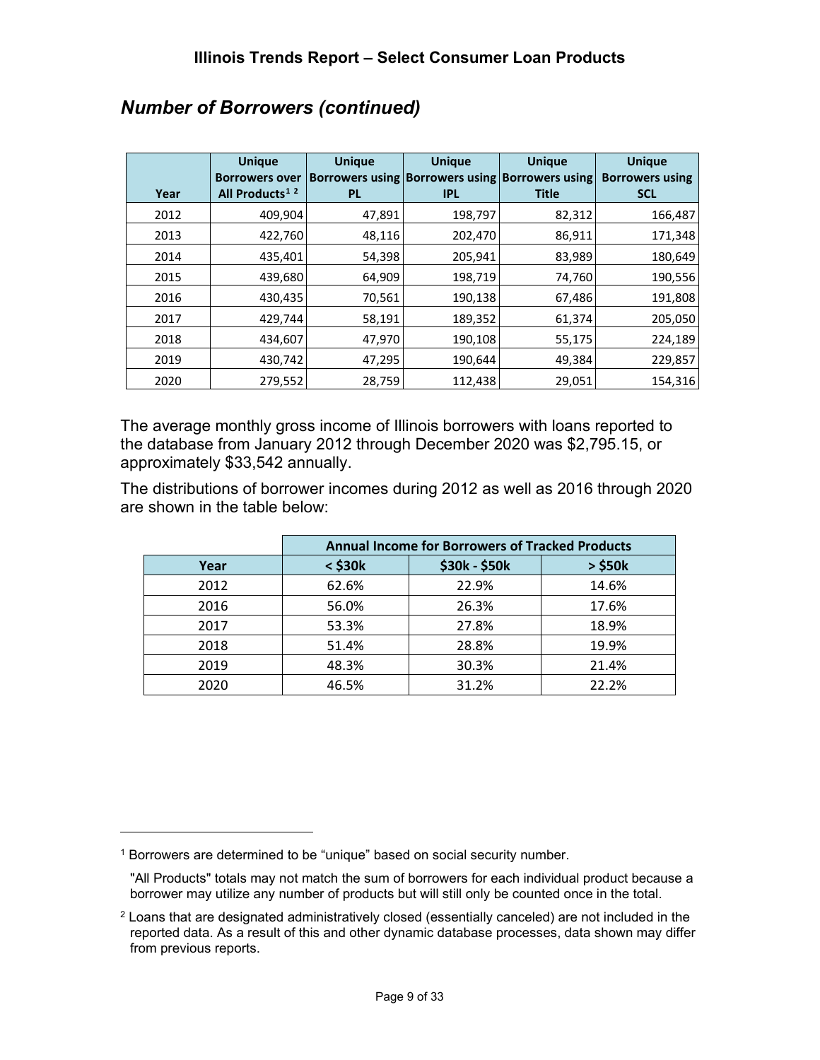## *Number of Borrowers (continued)*

| Year | Unique Borrowers over All Products[1] [2] | Unique Borrowers using PL | Unique Borrowers using IPL | Unique Borrowers using Title | Unique Borrowers using SCL |
|---|---|---|---|---|---|
| 2012 | 409,904 | 47,891 | 198,797 | 82,312 | 166,487 |
| 2013 | 422,760 | 48,116 | 202,470 | 86,911 | 171,348 |
| 2014 | 435,401 | 54,398 | 205,941 | 83,989 | 180,649 |
| 2015 | 439,680 | 64,909 | 198,719 | 74,760 | 190,556 |
| 2016 | 430,435 | 70,561 | 190,138 | 67,486 | 191,808 |
| 2017 | 429,744 | 58,191 | 189,352 | 61,374 | 205,050 |
| 2018 | 434,607 | 47,970 | 190,108 | 55,175 | 224,189 |
| 2019 | 430,742 | 47,295 | 190,644 | 49,384 | 229,857 |
| 2020 | 279,552 | 28,759 | 112,438 | 29,051 | 154,316 |

The average monthly gross income of Illinois borrowers with loans reported to the database from January 2012 through December 2020 was $2,795.15, or approximately $33,542 annually.

The distributions of borrower incomes during 2012 as well as 2016 through 2020 are shown in the table below:

| | Annual Income for Borrowers of Tracked Products | | |
|---|---|---|---|
| Year | < $30k | $30k - $50k | > $50k |
| 2012 | 62.6% | 22.9% | 14.6% |
| 2016 | 56.0% | 26.3% | 17.6% |
| 2017 | 53.3% | 27.8% | 18.9% |
| 2018 | 51.4% | 28.8% | 19.9% |
| 2019 | 48.3% | 30.3% | 21.4% |
| 2020 | 46.5% | 31.2% | 22.2% |

---

[1] Borrowers are determined to be "unique" based on social security number.

"All Products" totals may not match the sum of borrowers for each individual product because a borrower may utilize any number of products but will still only be counted once in the total.

[2] Loans that are designated administratively closed (essentially canceled) are not included in the reported data. As a result of this and other dynamic database processes, data shown may differ from previous reports.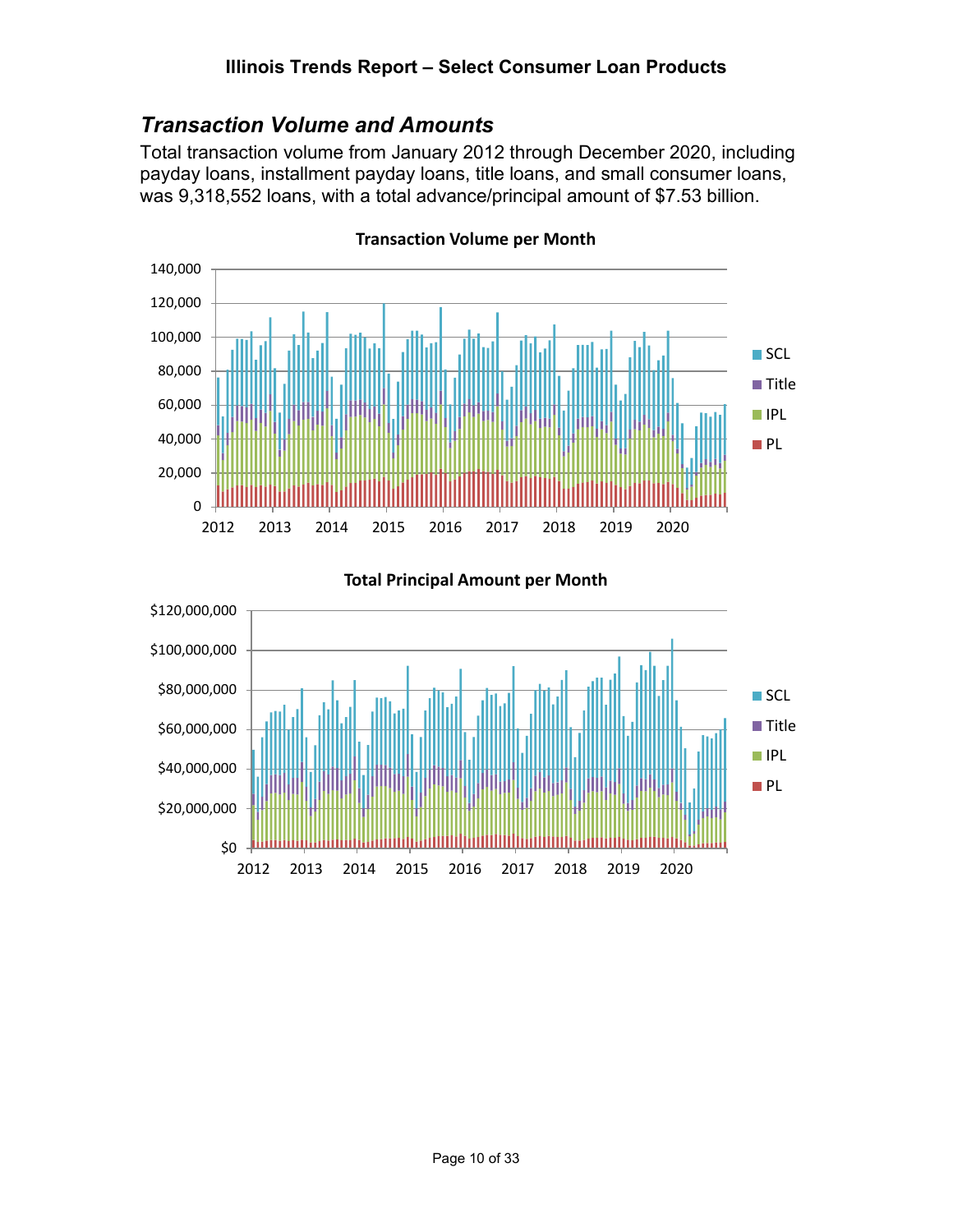## *Transaction Volume and Amounts*

Total transaction volume from January 2012 through December 2020, including payday loans, installment payday loans, title loans, and small consumer loans, was 9,318,552 loans, with a total advance/principal amount of $7.53 billion.

**Transaction Volume per Month**

**Total Principal Amount per Month**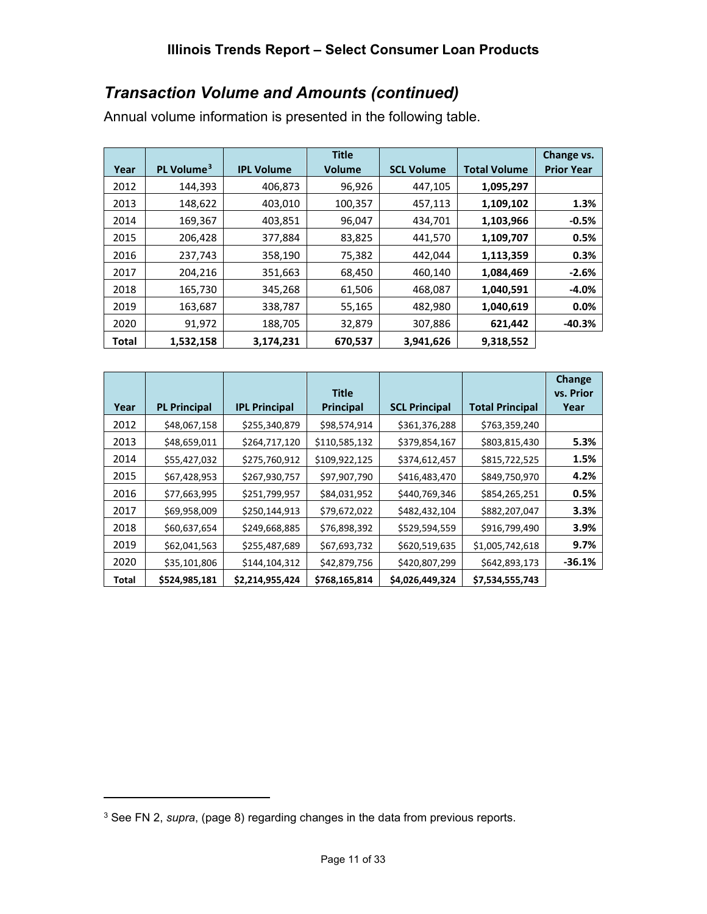## *Transaction Volume and Amounts (continued)*

Annual volume information is presented in the following table.

| Year | PL Volume[3] | IPL Volume | Title Volume | SCL Volume | Total Volume | Change vs. Prior Year |
|---|---|---|---|---|---|---|
| 2012 | 144,393 | 406,873 | 96,926 | 447,105 | **1,095,297** | |
| 2013 | 148,622 | 403,010 | 100,357 | 457,113 | **1,109,102** | **1.3%** |
| 2014 | 169,367 | 403,851 | 96,047 | 434,701 | **1,103,966** | **-0.5%** |
| 2015 | 206,428 | 377,884 | 83,825 | 441,570 | **1,109,707** | **0.5%** |
| 2016 | 237,743 | 358,190 | 75,382 | 442,044 | **1,113,359** | **0.3%** |
| 2017 | 204,216 | 351,663 | 68,450 | 460,140 | **1,084,469** | **-2.6%** |
| 2018 | 165,730 | 345,268 | 61,506 | 468,087 | **1,040,591** | **-4.0%** |
| 2019 | 163,687 | 338,787 | 55,165 | 482,980 | **1,040,619** | **0.0%** |
| 2020 | 91,972 | 188,705 | 32,879 | 307,886 | **621,442** | **-40.3%** |
| **Total** | **1,532,158** | **3,174,231** | **670,537** | **3,941,626** | **9,318,552** | |

| Year | PL Principal | IPL Principal | Title Principal | SCL Principal | Total Principal | Change vs. Prior Year |
|---|---|---|---|---|---|---|
| 2012 | $48,067,158 | $255,340,879 | $98,574,914 | $361,376,288 | $763,359,240 | |
| 2013 | $48,659,011 | $264,717,120 | $110,585,132 | $379,854,167 | $803,815,430 | **5.3%** |
| 2014 | $55,427,032 | $275,760,912 | $109,922,125 | $374,612,457 | $815,722,525 | **1.5%** |
| 2015 | $67,428,953 | $267,930,757 | $97,907,790 | $416,483,470 | $849,750,970 | **4.2%** |
| 2016 | $77,663,995 | $251,799,957 | $84,031,952 | $440,769,346 | $854,265,251 | **0.5%** |
| 2017 | $69,958,009 | $250,144,913 | $79,672,022 | $482,432,104 | $882,207,047 | **3.3%** |
| 2018 | $60,637,654 | $249,668,885 | $76,898,392 | $529,594,559 | $916,799,490 | **3.9%** |
| 2019 | $62,041,563 | $255,487,689 | $67,693,732 | $620,519,635 | $1,005,742,618 | **9.7%** |
| 2020 | $35,101,806 | $144,104,312 | $42,879,756 | $420,807,299 | $642,893,173 | **-36.1%** |
| **Total** | **$524,985,181** | **$2,214,955,424** | **$768,165,814** | **$4,026,449,324** | **$7,534,555,743** | |

[3] See FN 2, *supra*, (page 8) regarding changes in the data from previous reports.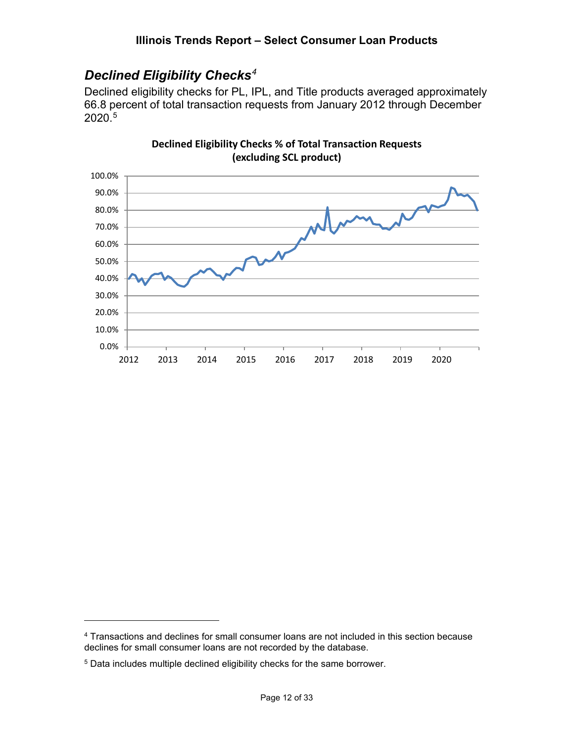## *Declined Eligibility Checks*[4]

Declined eligibility checks for PL, IPL, and Title products averaged approximately 66.8 percent of total transaction requests from January 2012 through December 2020.[5]

**Declined Eligibility Checks % of Total Transaction Requests (excluding SCL product)**

---

[4] Transactions and declines for small consumer loans are not included in this section because declines for small consumer loans are not recorded by the database.

[5] Data includes multiple declined eligibility checks for the same borrower.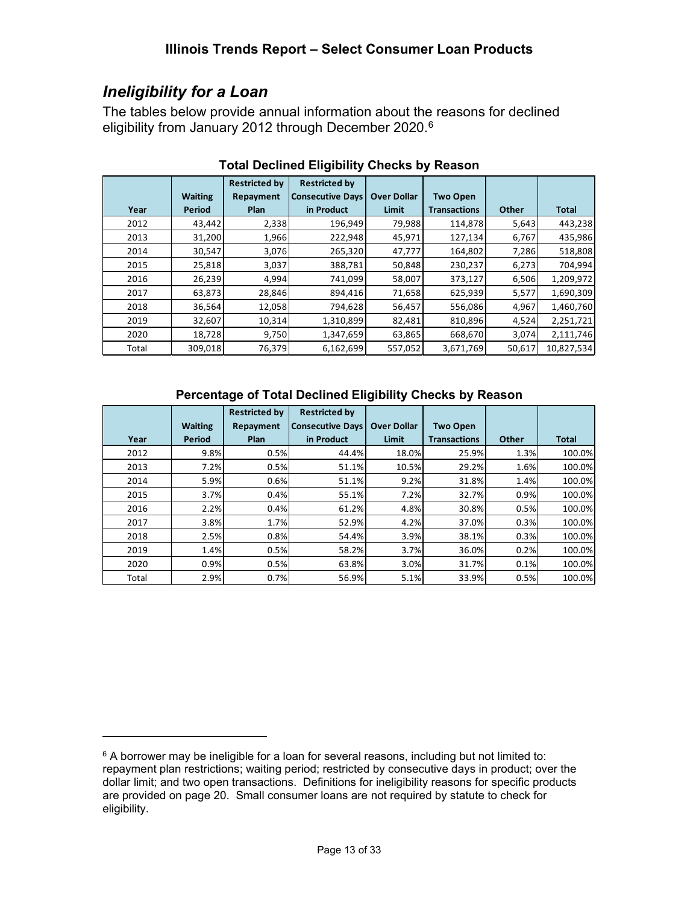## *Ineligibility for a Loan*

The tables below provide annual information about the reasons for declined eligibility from January 2012 through December 2020.[6]

**Total Declined Eligibility Checks by Reason**

| Year | Waiting Period | Restricted by Repayment Plan | Restricted by Consecutive Days in Product | Over Dollar Limit | Two Open Transactions | Other | Total |
|---|---|---|---|---|---|---|---|
| 2012 | 43,442 | 2,338 | 196,949 | 79,988 | 114,878 | 5,643 | 443,238 |
| 2013 | 31,200 | 1,966 | 222,948 | 45,971 | 127,134 | 6,767 | 435,986 |
| 2014 | 30,547 | 3,076 | 265,320 | 47,777 | 164,802 | 7,286 | 518,808 |
| 2015 | 25,818 | 3,037 | 388,781 | 50,848 | 230,237 | 6,273 | 704,994 |
| 2016 | 26,239 | 4,994 | 741,099 | 58,007 | 373,127 | 6,506 | 1,209,972 |
| 2017 | 63,873 | 28,846 | 894,416 | 71,658 | 625,939 | 5,577 | 1,690,309 |
| 2018 | 36,564 | 12,058 | 794,628 | 56,457 | 556,086 | 4,967 | 1,460,760 |
| 2019 | 32,607 | 10,314 | 1,310,899 | 82,481 | 810,896 | 4,524 | 2,251,721 |
| 2020 | 18,728 | 9,750 | 1,347,659 | 63,865 | 668,670 | 3,074 | 2,111,746 |
| Total | 309,018 | 76,379 | 6,162,699 | 557,052 | 3,671,769 | 50,617 | 10,827,534 |

**Percentage of Total Declined Eligibility Checks by Reason**

| Year | Waiting Period | Restricted by Repayment Plan | Restricted by Consecutive Days in Product | Over Dollar Limit | Two Open Transactions | Other | Total |
|---|---|---|---|---|---|---|---|
| 2012 | 9.8% | 0.5% | 44.4% | 18.0% | 25.9% | 1.3% | 100.0% |
| 2013 | 7.2% | 0.5% | 51.1% | 10.5% | 29.2% | 1.6% | 100.0% |
| 2014 | 5.9% | 0.6% | 51.1% | 9.2% | 31.8% | 1.4% | 100.0% |
| 2015 | 3.7% | 0.4% | 55.1% | 7.2% | 32.7% | 0.9% | 100.0% |
| 2016 | 2.2% | 0.4% | 61.2% | 4.8% | 30.8% | 0.5% | 100.0% |
| 2017 | 3.8% | 1.7% | 52.9% | 4.2% | 37.0% | 0.3% | 100.0% |
| 2018 | 2.5% | 0.8% | 54.4% | 3.9% | 38.1% | 0.3% | 100.0% |
| 2019 | 1.4% | 0.5% | 58.2% | 3.7% | 36.0% | 0.2% | 100.0% |
| 2020 | 0.9% | 0.5% | 63.8% | 3.0% | 31.7% | 0.1% | 100.0% |
| Total | 2.9% | 0.7% | 56.9% | 5.1% | 33.9% | 0.5% | 100.0% |

[6] A borrower may be ineligible for a loan for several reasons, including but not limited to: repayment plan restrictions; waiting period; restricted by consecutive days in product; over the dollar limit; and two open transactions. Definitions for ineligibility reasons for specific products are provided on page 20. Small consumer loans are not required by statute to check for eligibility.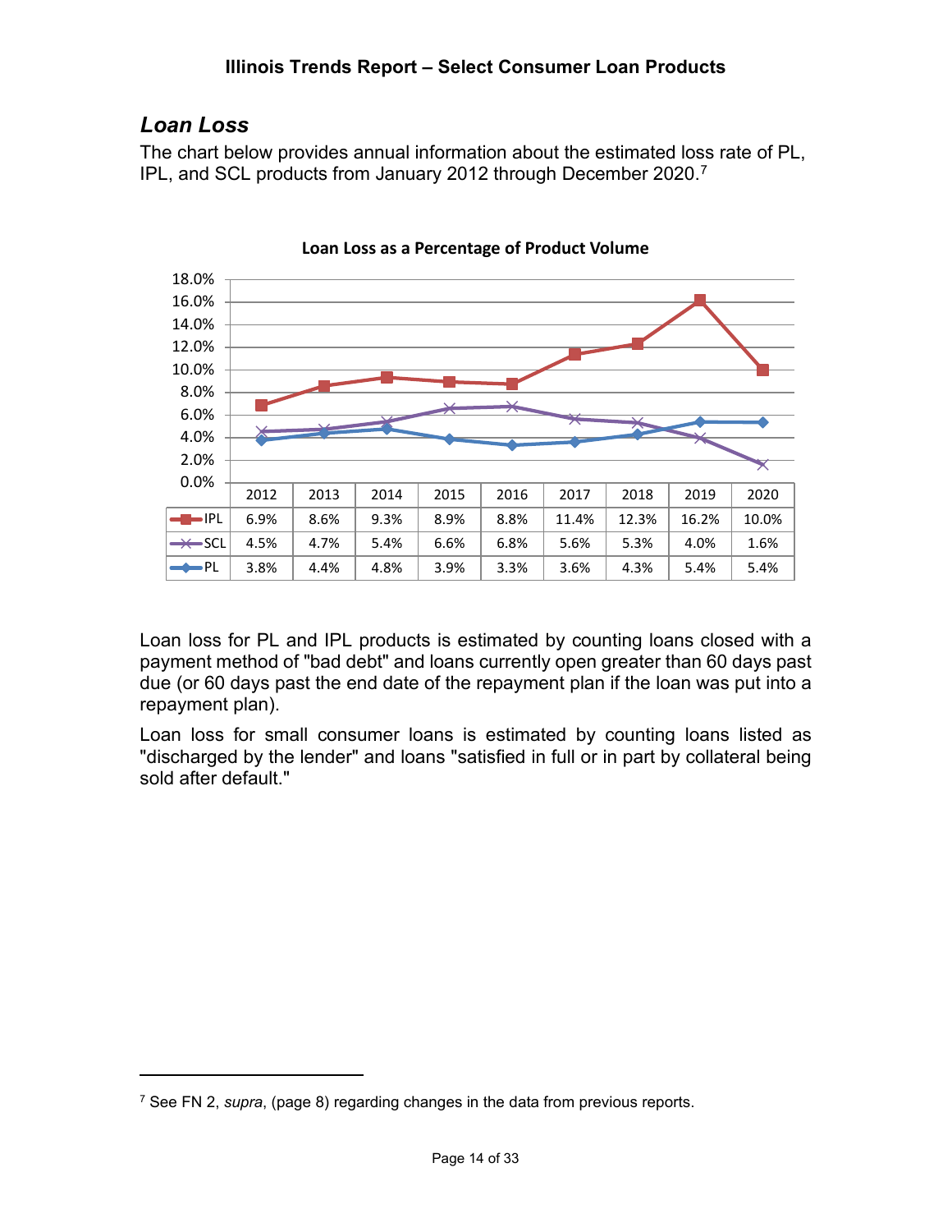## *Loan Loss*

The chart below provides annual information about the estimated loss rate of PL, IPL, and SCL products from January 2012 through December 2020.[7]

**Loan Loss as a Percentage of Product Volume**

| | 2012 | 2013 | 2014 | 2015 | 2016 | 2017 | 2018 | 2019 | 2020 |
|---|---|---|---|---|---|---|---|---|---|
| IPL | 6.9% | 8.6% | 9.3% | 8.9% | 8.8% | 11.4% | 12.3% | 16.2% | 10.0% |
| SCL | 4.5% | 4.7% | 5.4% | 6.6% | 6.8% | 5.6% | 5.3% | 4.0% | 1.6% |
| PL | 3.8% | 4.4% | 4.8% | 3.9% | 3.3% | 3.6% | 4.3% | 5.4% | 5.4% |

Loan loss for PL and IPL products is estimated by counting loans closed with a payment method of "bad debt" and loans currently open greater than 60 days past due (or 60 days past the end date of the repayment plan if the loan was put into a repayment plan).

Loan loss for small consumer loans is estimated by counting loans listed as "discharged by the lender" and loans "satisfied in full or in part by collateral being sold after default."

---

[7] See FN 2, *supra*, (page 8) regarding changes in the data from previous reports.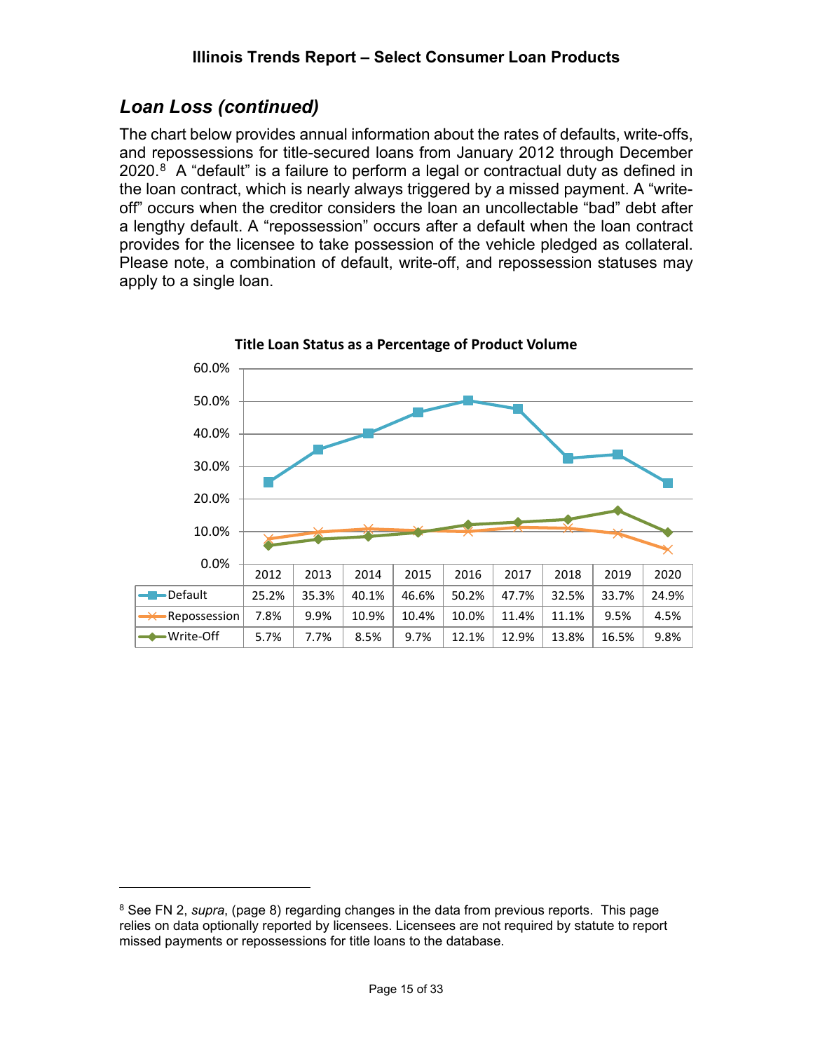## *Loan Loss (continued)*

The chart below provides annual information about the rates of defaults, write-offs, and repossessions for title-secured loans from January 2012 through December 2020.[8] A "default" is a failure to perform a legal or contractual duty as defined in the loan contract, which is nearly always triggered by a missed payment. A "write-off" occurs when the creditor considers the loan an uncollectable "bad" debt after a lengthy default. A "repossession" occurs after a default when the loan contract provides for the licensee to take possession of the vehicle pledged as collateral. Please note, a combination of default, write-off, and repossession statuses may apply to a single loan.

**Title Loan Status as a Percentage of Product Volume**

| | 2012 | 2013 | 2014 | 2015 | 2016 | 2017 | 2018 | 2019 | 2020 |
|---|---|---|---|---|---|---|---|---|---|
| Default | 25.2% | 35.3% | 40.1% | 46.6% | 50.2% | 47.7% | 32.5% | 33.7% | 24.9% |
| Repossession | 7.8% | 9.9% | 10.9% | 10.4% | 10.0% | 11.4% | 11.1% | 9.5% | 4.5% |
| Write-Off | 5.7% | 7.7% | 8.5% | 9.7% | 12.1% | 12.9% | 13.8% | 16.5% | 9.8% |

[8] See FN 2, *supra*, (page 8) regarding changes in the data from previous reports. This page relies on data optionally reported by licensees. Licensees are not required by statute to report missed payments or repossessions for title loans to the database.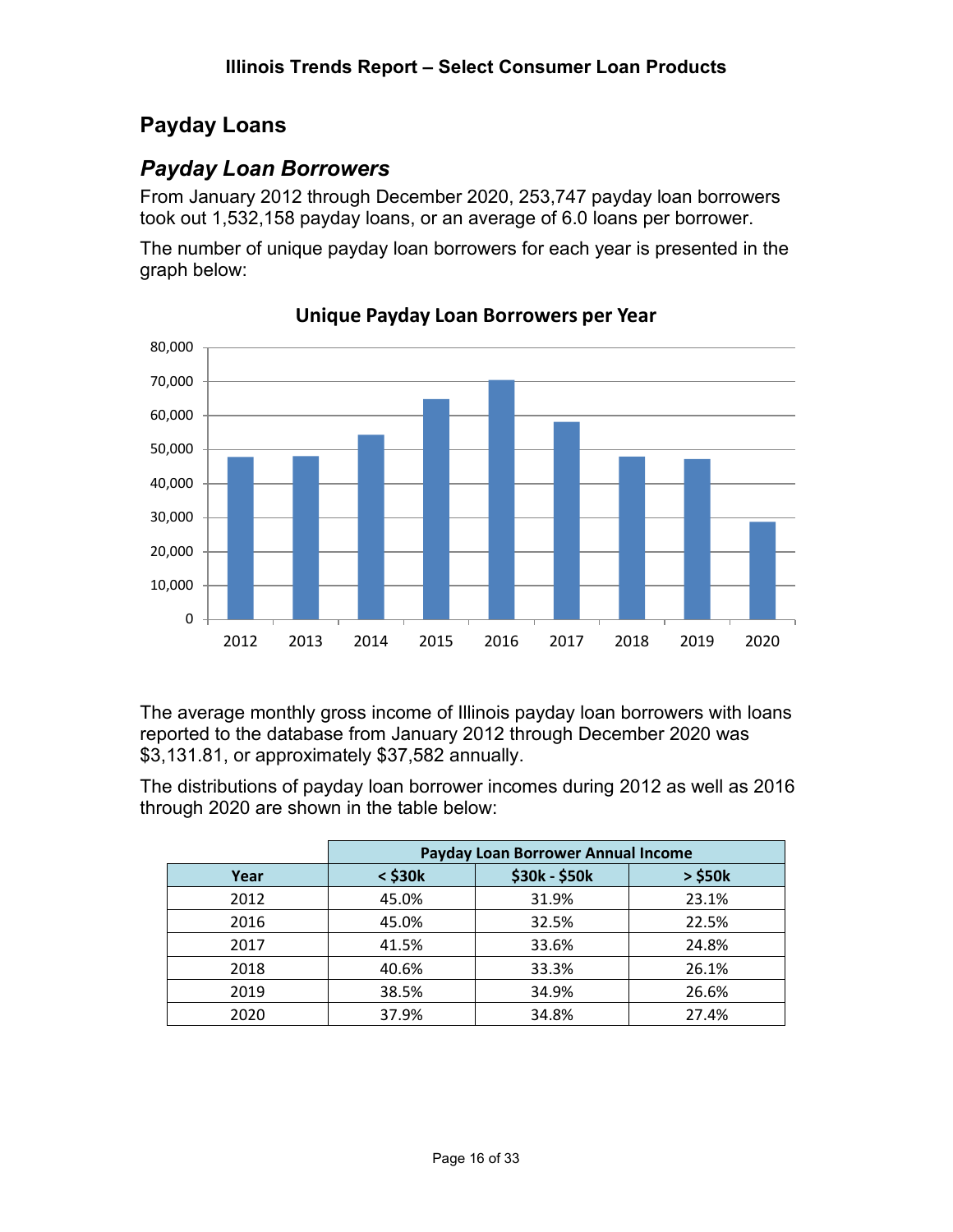## Payday Loans

### *Payday Loan Borrowers*

From January 2012 through December 2020, 253,747 payday loan borrowers took out 1,532,158 payday loans, or an average of 6.0 loans per borrower.

The number of unique payday loan borrowers for each year is presented in the graph below:

**Unique Payday Loan Borrowers per Year**

The average monthly gross income of Illinois payday loan borrowers with loans reported to the database from January 2012 through December 2020 was $3,131.81, or approximately $37,582 annually.

The distributions of payday loan borrower incomes during 2012 as well as 2016 through 2020 are shown in the table below:

| | Payday Loan Borrower Annual Income | | |
|---|---|---|---|
| Year | < $30k | $30k - $50k | > $50k |
| 2012 | 45.0% | 31.9% | 23.1% |
| 2016 | 45.0% | 32.5% | 22.5% |
| 2017 | 41.5% | 33.6% | 24.8% |
| 2018 | 40.6% | 33.3% | 26.1% |
| 2019 | 38.5% | 34.9% | 26.6% |
| 2020 | 37.9% | 34.8% | 27.4% |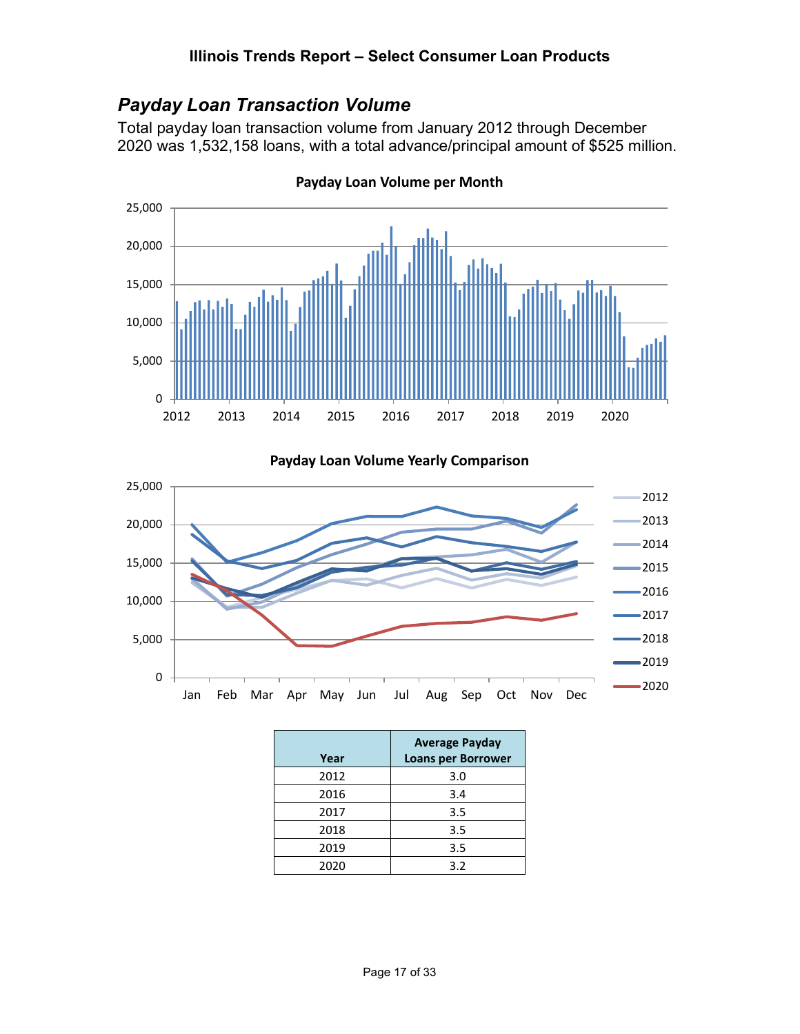## *Payday Loan Transaction Volume*

Total payday loan transaction volume from January 2012 through December 2020 was 1,532,158 loans, with a total advance/principal amount of $525 million.

**Payday Loan Volume per Month**

**Payday Loan Volume Yearly Comparison**

| Year | Average Payday Loans per Borrower |
|---|---|
| 2012 | 3.0 |
| 2016 | 3.4 |
| 2017 | 3.5 |
| 2018 | 3.5 |
| 2019 | 3.5 |
| 2020 | 3.2 |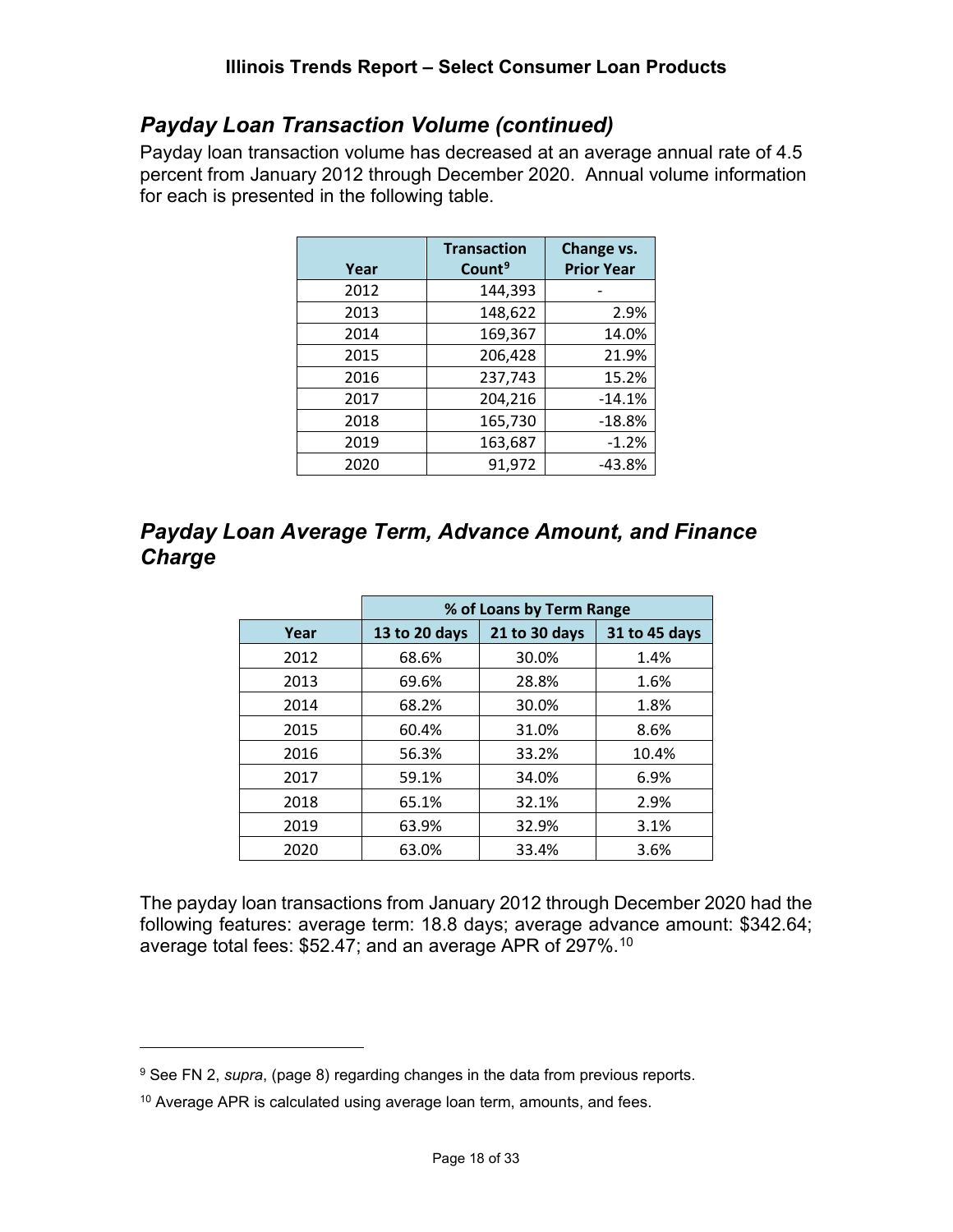## *Payday Loan Transaction Volume (continued)*

Payday loan transaction volume has decreased at an average annual rate of 4.5 percent from January 2012 through December 2020. Annual volume information for each is presented in the following table.

| Year | Transaction Count[9] | Change vs. Prior Year |
|---|---|---|
| 2012 | 144,393 | - |
| 2013 | 148,622 | 2.9% |
| 2014 | 169,367 | 14.0% |
| 2015 | 206,428 | 21.9% |
| 2016 | 237,743 | 15.2% |
| 2017 | 204,216 | -14.1% |
| 2018 | 165,730 | -18.8% |
| 2019 | 163,687 | -1.2% |
| 2020 | 91,972 | -43.8% |

## *Payday Loan Average Term, Advance Amount, and Finance Charge*

| | % of Loans by Term Range | | |
|---|---|---|---|
| Year | 13 to 20 days | 21 to 30 days | 31 to 45 days |
| 2012 | 68.6% | 30.0% | 1.4% |
| 2013 | 69.6% | 28.8% | 1.6% |
| 2014 | 68.2% | 30.0% | 1.8% |
| 2015 | 60.4% | 31.0% | 8.6% |
| 2016 | 56.3% | 33.2% | 10.4% |
| 2017 | 59.1% | 34.0% | 6.9% |
| 2018 | 65.1% | 32.1% | 2.9% |
| 2019 | 63.9% | 32.9% | 3.1% |
| 2020 | 63.0% | 33.4% | 3.6% |

The payday loan transactions from January 2012 through December 2020 had the following features: average term: 18.8 days; average advance amount: $342.64; average total fees: $52.47; and an average APR of 297%.[10]

---

[9] See FN 2, *supra*, (page 8) regarding changes in the data from previous reports.

[10] Average APR is calculated using average loan term, amounts, and fees.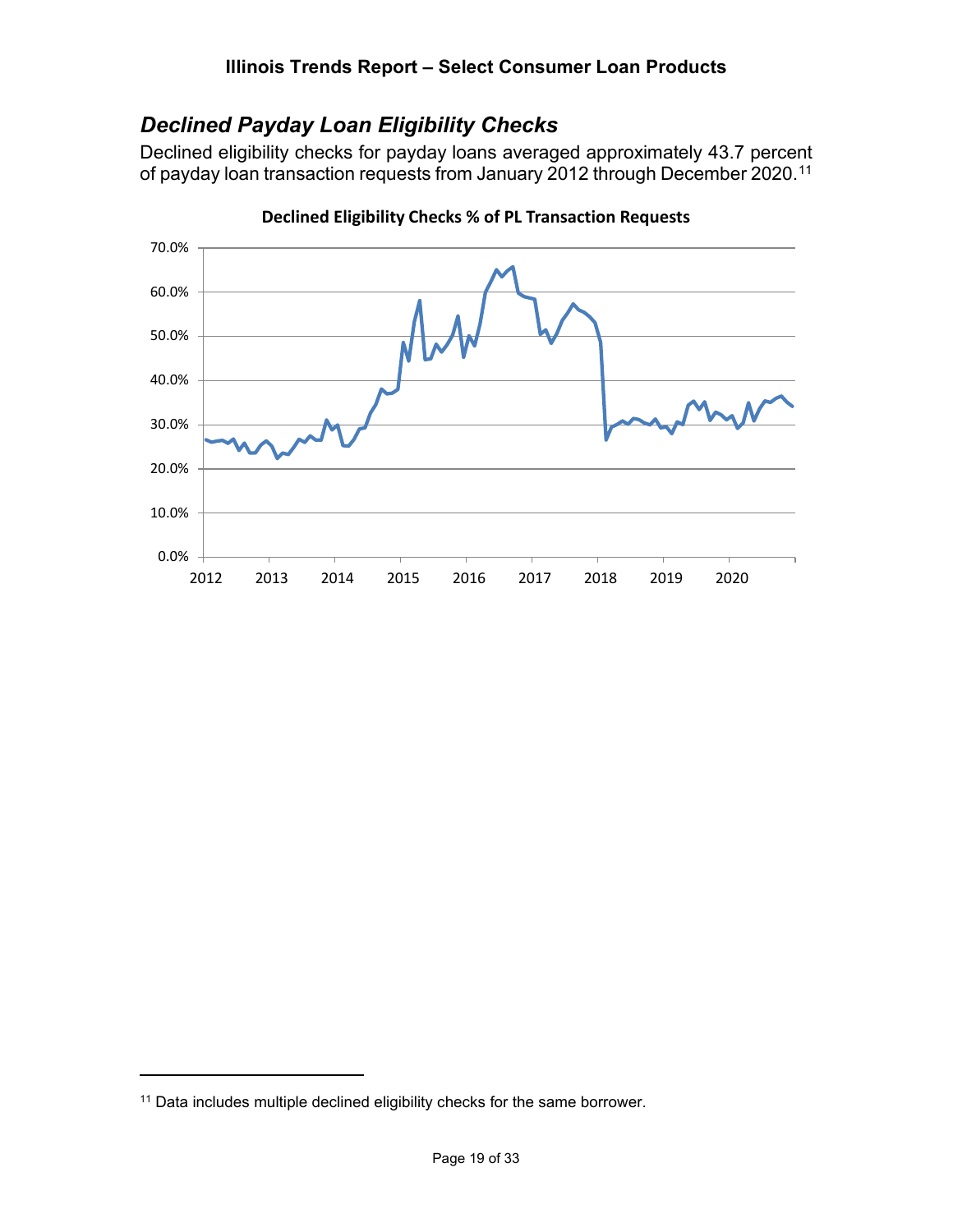## *Declined Payday Loan Eligibility Checks*

Declined eligibility checks for payday loans averaged approximately 43.7 percent of payday loan transaction requests from January 2012 through December 2020.[11]

**Declined Eligibility Checks % of PL Transaction Requests**

[11] Data includes multiple declined eligibility checks for the same borrower.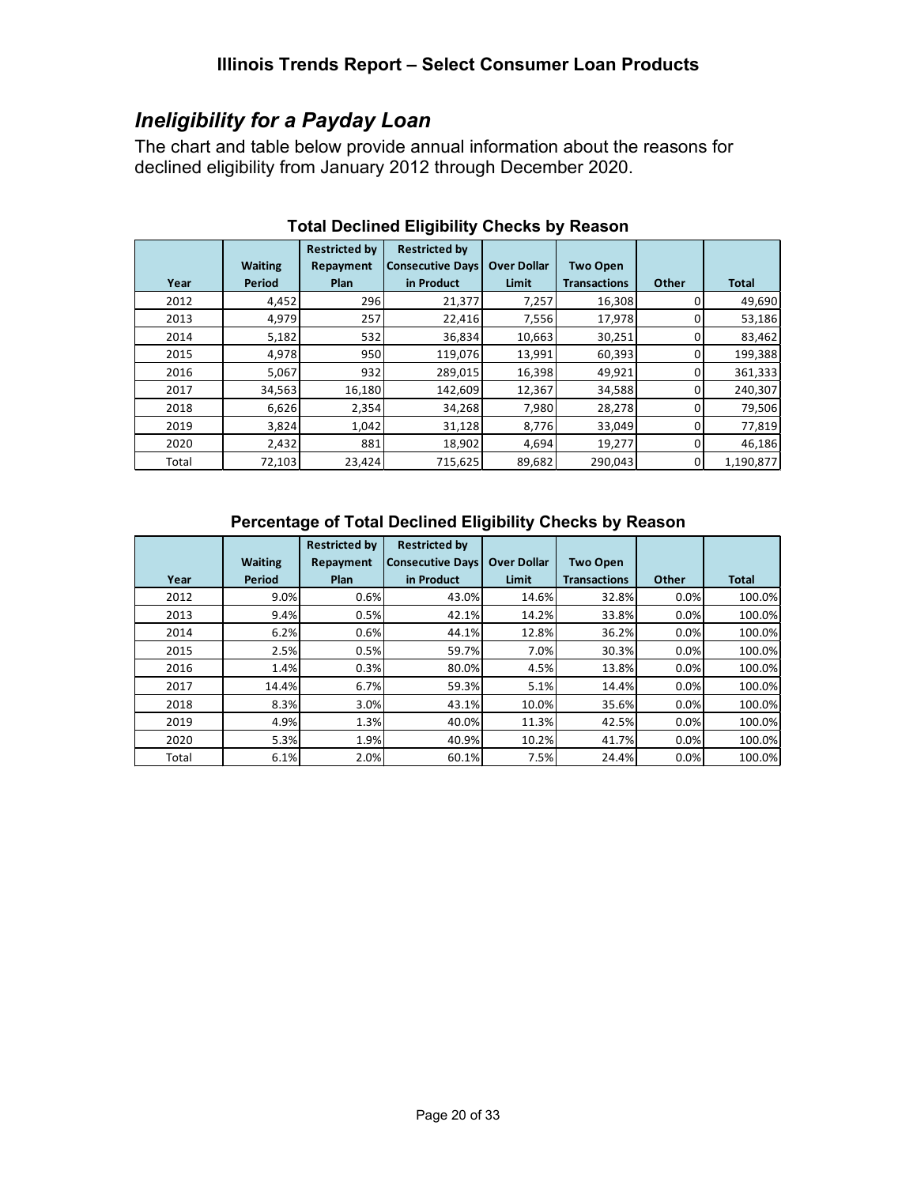## *Ineligibility for a Payday Loan*

The chart and table below provide annual information about the reasons for declined eligibility from January 2012 through December 2020.

### Total Declined Eligibility Checks by Reason

| Year | Waiting Period | Restricted by Repayment Plan | Restricted by Consecutive Days in Product | Over Dollar Limit | Two Open Transactions | Other | Total |
|---|---|---|---|---|---|---|---|
| 2012 | 4,452 | 296 | 21,377 | 7,257 | 16,308 | 0 | 49,690 |
| 2013 | 4,979 | 257 | 22,416 | 7,556 | 17,978 | 0 | 53,186 |
| 2014 | 5,182 | 532 | 36,834 | 10,663 | 30,251 | 0 | 83,462 |
| 2015 | 4,978 | 950 | 119,076 | 13,991 | 60,393 | 0 | 199,388 |
| 2016 | 5,067 | 932 | 289,015 | 16,398 | 49,921 | 0 | 361,333 |
| 2017 | 34,563 | 16,180 | 142,609 | 12,367 | 34,588 | 0 | 240,307 |
| 2018 | 6,626 | 2,354 | 34,268 | 7,980 | 28,278 | 0 | 79,506 |
| 2019 | 3,824 | 1,042 | 31,128 | 8,776 | 33,049 | 0 | 77,819 |
| 2020 | 2,432 | 881 | 18,902 | 4,694 | 19,277 | 0 | 46,186 |
| Total | 72,103 | 23,424 | 715,625 | 89,682 | 290,043 | 0 | 1,190,877 |

### Percentage of Total Declined Eligibility Checks by Reason

| Year | Waiting Period | Restricted by Repayment Plan | Restricted by Consecutive Days in Product | Over Dollar Limit | Two Open Transactions | Other | Total |
|---|---|---|---|---|---|---|---|
| 2012 | 9.0% | 0.6% | 43.0% | 14.6% | 32.8% | 0.0% | 100.0% |
| 2013 | 9.4% | 0.5% | 42.1% | 14.2% | 33.8% | 0.0% | 100.0% |
| 2014 | 6.2% | 0.6% | 44.1% | 12.8% | 36.2% | 0.0% | 100.0% |
| 2015 | 2.5% | 0.5% | 59.7% | 7.0% | 30.3% | 0.0% | 100.0% |
| 2016 | 1.4% | 0.3% | 80.0% | 4.5% | 13.8% | 0.0% | 100.0% |
| 2017 | 14.4% | 6.7% | 59.3% | 5.1% | 14.4% | 0.0% | 100.0% |
| 2018 | 8.3% | 3.0% | 43.1% | 10.0% | 35.6% | 0.0% | 100.0% |
| 2019 | 4.9% | 1.3% | 40.0% | 11.3% | 42.5% | 0.0% | 100.0% |
| 2020 | 5.3% | 1.9% | 40.9% | 10.2% | 41.7% | 0.0% | 100.0% |
| Total | 6.1% | 2.0% | 60.1% | 7.5% | 24.4% | 0.0% | 100.0% |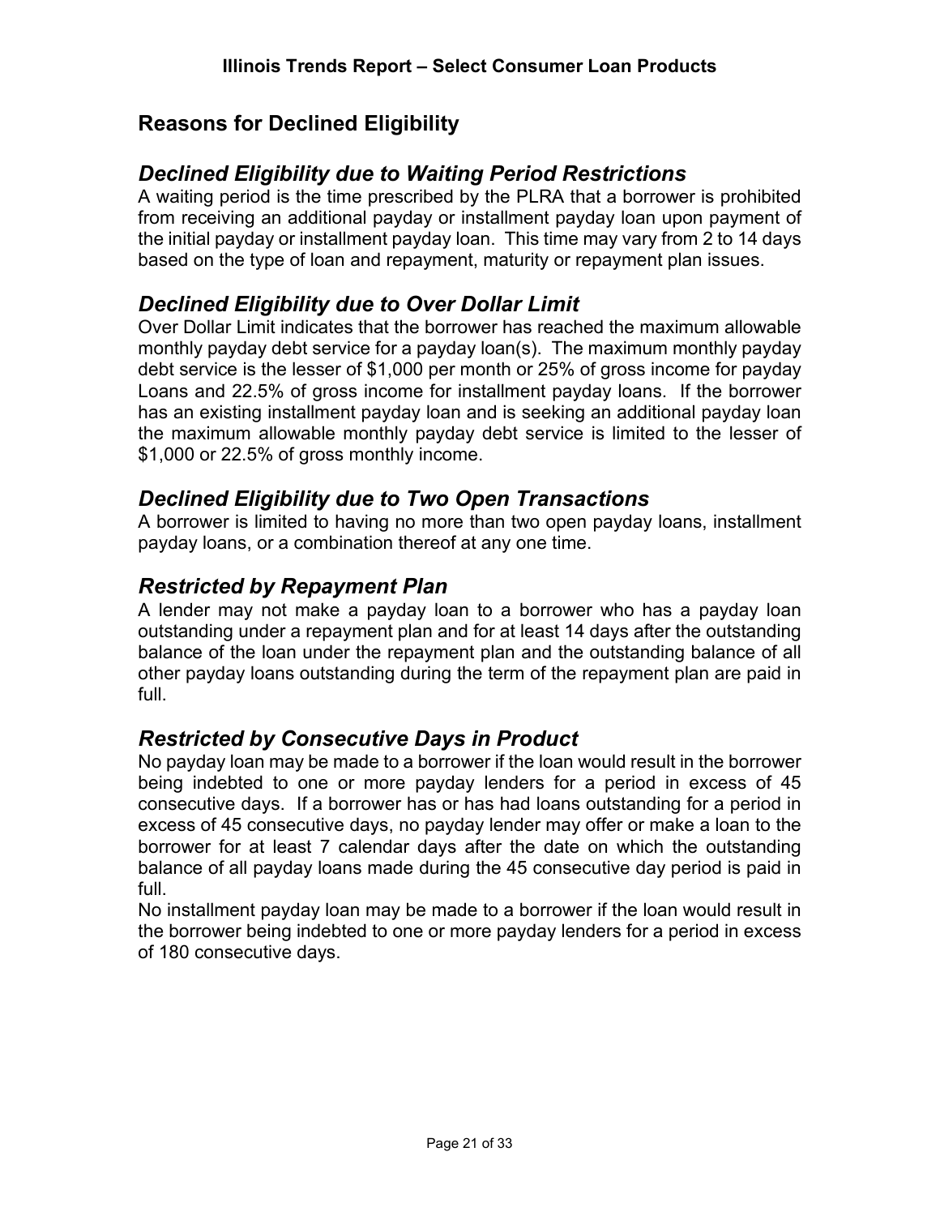## Reasons for Declined Eligibility

### *Declined Eligibility due to Waiting Period Restrictions*

A waiting period is the time prescribed by the PLRA that a borrower is prohibited from receiving an additional payday or installment payday loan upon payment of the initial payday or installment payday loan. This time may vary from 2 to 14 days based on the type of loan and repayment, maturity or repayment plan issues.

### *Declined Eligibility due to Over Dollar Limit*

Over Dollar Limit indicates that the borrower has reached the maximum allowable monthly payday debt service for a payday loan(s). The maximum monthly payday debt service is the lesser of $1,000 per month or 25% of gross income for payday Loans and 22.5% of gross income for installment payday loans. If the borrower has an existing installment payday loan and is seeking an additional payday loan the maximum allowable monthly payday debt service is limited to the lesser of $1,000 or 22.5% of gross monthly income.

### *Declined Eligibility due to Two Open Transactions*

A borrower is limited to having no more than two open payday loans, installment payday loans, or a combination thereof at any one time.

### *Restricted by Repayment Plan*

A lender may not make a payday loan to a borrower who has a payday loan outstanding under a repayment plan and for at least 14 days after the outstanding balance of the loan under the repayment plan and the outstanding balance of all other payday loans outstanding during the term of the repayment plan are paid in full.

### *Restricted by Consecutive Days in Product*

No payday loan may be made to a borrower if the loan would result in the borrower being indebted to one or more payday lenders for a period in excess of 45 consecutive days. If a borrower has or has had loans outstanding for a period in excess of 45 consecutive days, no payday lender may offer or make a loan to the borrower for at least 7 calendar days after the date on which the outstanding balance of all payday loans made during the 45 consecutive day period is paid in full.

No installment payday loan may be made to a borrower if the loan would result in the borrower being indebted to one or more payday lenders for a period in excess of 180 consecutive days.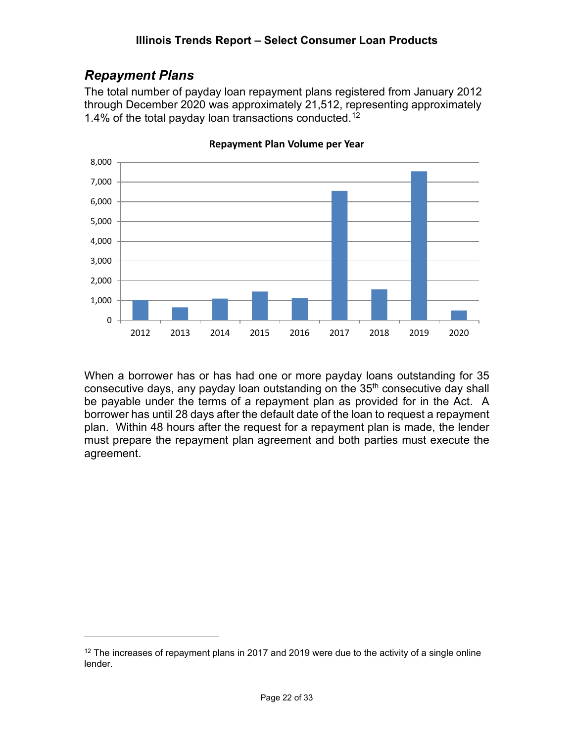## *Repayment Plans*

The total number of payday loan repayment plans registered from January 2012 through December 2020 was approximately 21,512, representing approximately 1.4% of the total payday loan transactions conducted.[12]

**Repayment Plan Volume per Year**

When a borrower has or has had one or more payday loans outstanding for 35 consecutive days, any payday loan outstanding on the 35th consecutive day shall be payable under the terms of a repayment plan as provided for in the Act. A borrower has until 28 days after the default date of the loan to request a repayment plan. Within 48 hours after the request for a repayment plan is made, the lender must prepare the repayment plan agreement and both parties must execute the agreement.

[12] The increases of repayment plans in 2017 and 2019 were due to the activity of a single online lender.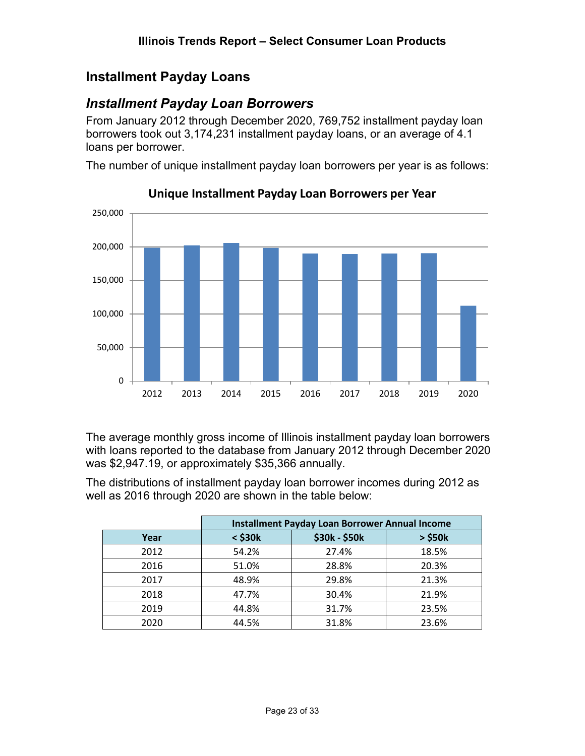## Installment Payday Loans

### *Installment Payday Loan Borrowers*

From January 2012 through December 2020, 769,752 installment payday loan borrowers took out 3,174,231 installment payday loans, or an average of 4.1 loans per borrower.

The number of unique installment payday loan borrowers per year is as follows:

**Unique Installment Payday Loan Borrowers per Year**

The average monthly gross income of Illinois installment payday loan borrowers with loans reported to the database from January 2012 through December 2020 was $2,947.19, or approximately $35,366 annually.

The distributions of installment payday loan borrower incomes during 2012 as well as 2016 through 2020 are shown in the table below:

| | Installment Payday Loan Borrower Annual Income | | |
|---|---|---|---|
| **Year** | **< $30k** | **$30k - $50k** | **> $50k** |
| 2012 | 54.2% | 27.4% | 18.5% |
| 2016 | 51.0% | 28.8% | 20.3% |
| 2017 | 48.9% | 29.8% | 21.3% |
| 2018 | 47.7% | 30.4% | 21.9% |
| 2019 | 44.8% | 31.7% | 23.5% |
| 2020 | 44.5% | 31.8% | 23.6% |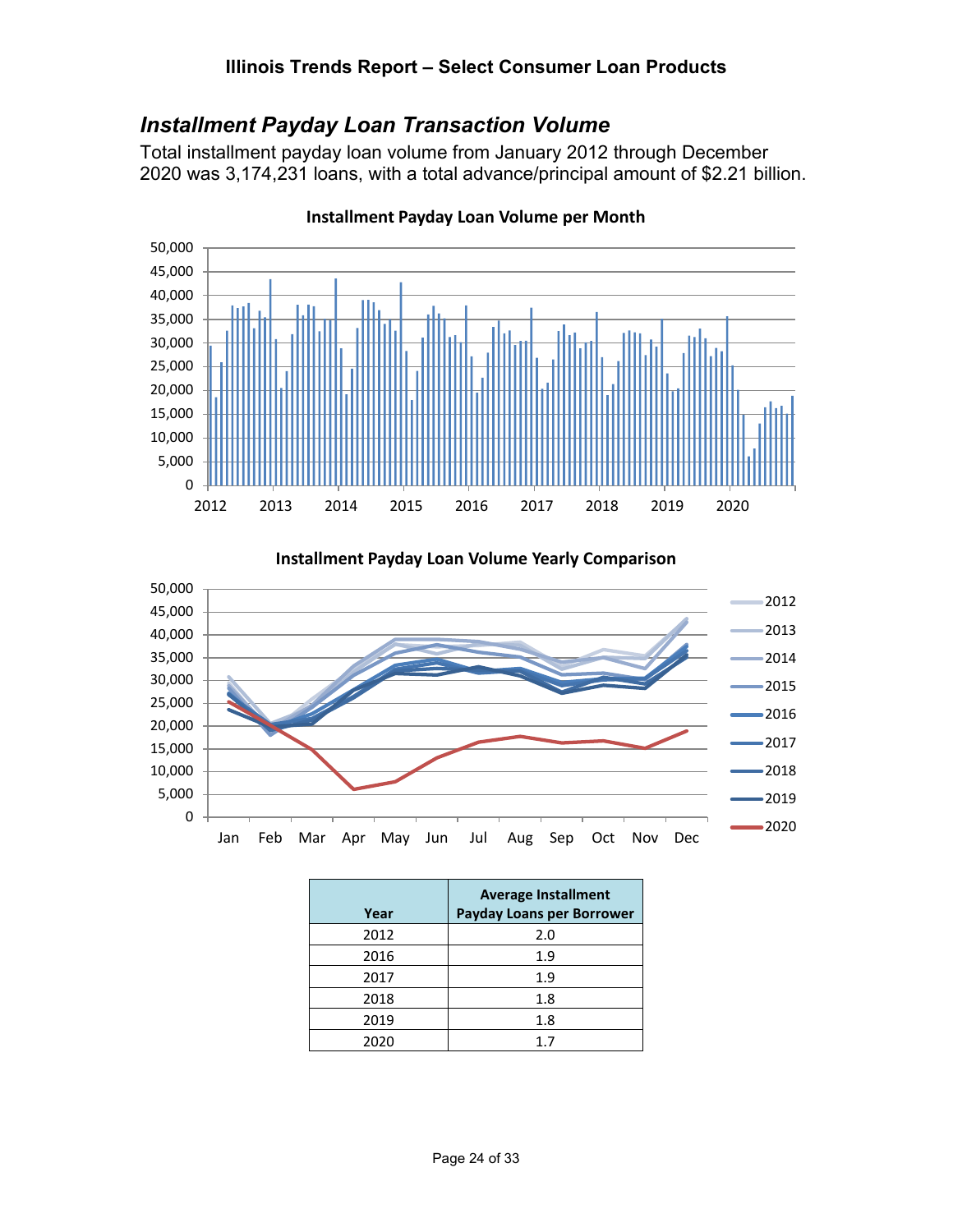## *Installment Payday Loan Transaction Volume*

Total installment payday loan volume from January 2012 through December 2020 was 3,174,231 loans, with a total advance/principal amount of $2.21 billion.

**Installment Payday Loan Volume per Month**

**Installment Payday Loan Volume Yearly Comparison**

| Year | Average Installment Payday Loans per Borrower |
|---|---|
| 2012 | 2.0 |
| 2016 | 1.9 |
| 2017 | 1.9 |
| 2018 | 1.8 |
| 2019 | 1.8 |
| 2020 | 1.7 |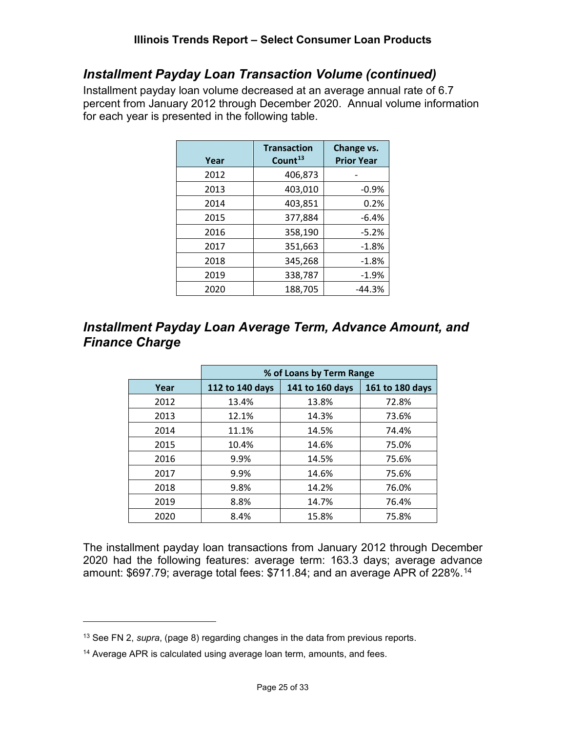## *Installment Payday Loan Transaction Volume (continued)*

Installment payday loan volume decreased at an average annual rate of 6.7 percent from January 2012 through December 2020. Annual volume information for each year is presented in the following table.

| Year | Transaction Count[13] | Change vs. Prior Year |
|---|---|---|
| 2012 | 406,873 | - |
| 2013 | 403,010 | -0.9% |
| 2014 | 403,851 | 0.2% |
| 2015 | 377,884 | -6.4% |
| 2016 | 358,190 | -5.2% |
| 2017 | 351,663 | -1.8% |
| 2018 | 345,268 | -1.8% |
| 2019 | 338,787 | -1.9% |
| 2020 | 188,705 | -44.3% |

## *Installment Payday Loan Average Term, Advance Amount, and Finance Charge*

| | % of Loans by Term Range | | |
|---|---|---|---|
| Year | 112 to 140 days | 141 to 160 days | 161 to 180 days |
| 2012 | 13.4% | 13.8% | 72.8% |
| 2013 | 12.1% | 14.3% | 73.6% |
| 2014 | 11.1% | 14.5% | 74.4% |
| 2015 | 10.4% | 14.6% | 75.0% |
| 2016 | 9.9% | 14.5% | 75.6% |
| 2017 | 9.9% | 14.6% | 75.6% |
| 2018 | 9.8% | 14.2% | 76.0% |
| 2019 | 8.8% | 14.7% | 76.4% |
| 2020 | 8.4% | 15.8% | 75.8% |

The installment payday loan transactions from January 2012 through December 2020 had the following features: average term: 163.3 days; average advance amount: $697.79; average total fees: $711.84; and an average APR of 228%.[14]

---

[13] See FN 2, *supra*, (page 8) regarding changes in the data from previous reports.

[14] Average APR is calculated using average loan term, amounts, and fees.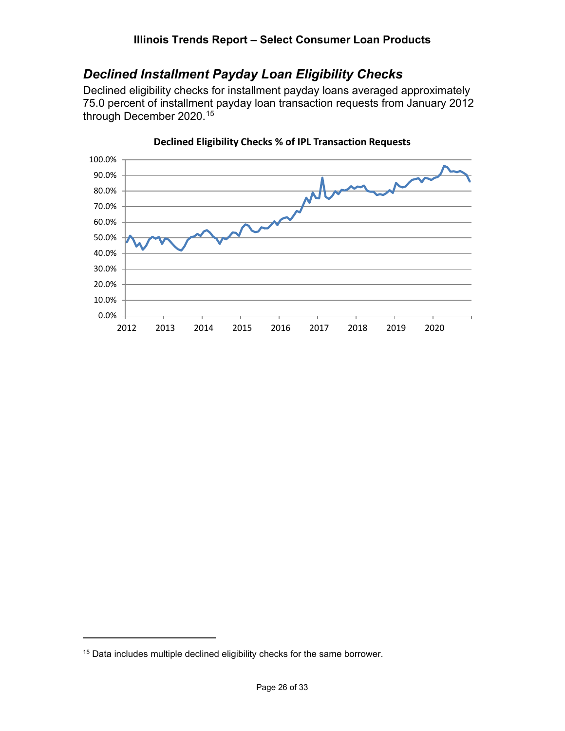## *Declined Installment Payday Loan Eligibility Checks*

Declined eligibility checks for installment payday loans averaged approximately 75.0 percent of installment payday loan transaction requests from January 2012 through December 2020.[15]

**Declined Eligibility Checks % of IPL Transaction Requests**

[15] Data includes multiple declined eligibility checks for the same borrower.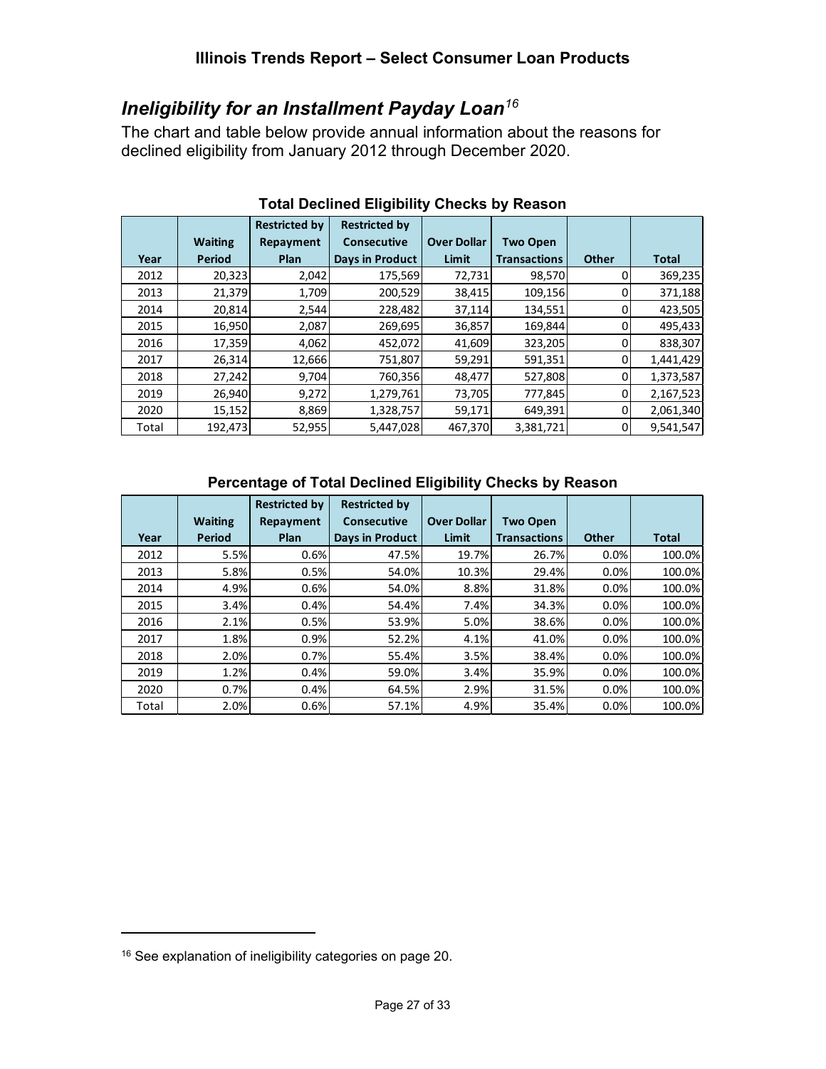## *Ineligibility for an Installment Payday Loan*[16]

The chart and table below provide annual information about the reasons for declined eligibility from January 2012 through December 2020.

**Total Declined Eligibility Checks by Reason**

| Year | Waiting Period | Restricted by Repayment Plan | Restricted by Consecutive Days in Product | Over Dollar Limit | Two Open Transactions | Other | Total |
|---|---|---|---|---|---|---|---|
| 2012 | 20,323 | 2,042 | 175,569 | 72,731 | 98,570 | 0 | 369,235 |
| 2013 | 21,379 | 1,709 | 200,529 | 38,415 | 109,156 | 0 | 371,188 |
| 2014 | 20,814 | 2,544 | 228,482 | 37,114 | 134,551 | 0 | 423,505 |
| 2015 | 16,950 | 2,087 | 269,695 | 36,857 | 169,844 | 0 | 495,433 |
| 2016 | 17,359 | 4,062 | 452,072 | 41,609 | 323,205 | 0 | 838,307 |
| 2017 | 26,314 | 12,666 | 751,807 | 59,291 | 591,351 | 0 | 1,441,429 |
| 2018 | 27,242 | 9,704 | 760,356 | 48,477 | 527,808 | 0 | 1,373,587 |
| 2019 | 26,940 | 9,272 | 1,279,761 | 73,705 | 777,845 | 0 | 2,167,523 |
| 2020 | 15,152 | 8,869 | 1,328,757 | 59,171 | 649,391 | 0 | 2,061,340 |
| Total | 192,473 | 52,955 | 5,447,028 | 467,370 | 3,381,721 | 0 | 9,541,547 |

**Percentage of Total Declined Eligibility Checks by Reason**

| Year | Waiting Period | Restricted by Repayment Plan | Restricted by Consecutive Days in Product | Over Dollar Limit | Two Open Transactions | Other | Total |
|---|---|---|---|---|---|---|---|
| 2012 | 5.5% | 0.6% | 47.5% | 19.7% | 26.7% | 0.0% | 100.0% |
| 2013 | 5.8% | 0.5% | 54.0% | 10.3% | 29.4% | 0.0% | 100.0% |
| 2014 | 4.9% | 0.6% | 54.0% | 8.8% | 31.8% | 0.0% | 100.0% |
| 2015 | 3.4% | 0.4% | 54.4% | 7.4% | 34.3% | 0.0% | 100.0% |
| 2016 | 2.1% | 0.5% | 53.9% | 5.0% | 38.6% | 0.0% | 100.0% |
| 2017 | 1.8% | 0.9% | 52.2% | 4.1% | 41.0% | 0.0% | 100.0% |
| 2018 | 2.0% | 0.7% | 55.4% | 3.5% | 38.4% | 0.0% | 100.0% |
| 2019 | 1.2% | 0.4% | 59.0% | 3.4% | 35.9% | 0.0% | 100.0% |
| 2020 | 0.7% | 0.4% | 64.5% | 2.9% | 31.5% | 0.0% | 100.0% |
| Total | 2.0% | 0.6% | 57.1% | 4.9% | 35.4% | 0.0% | 100.0% |

[16] See explanation of ineligibility categories on page 20.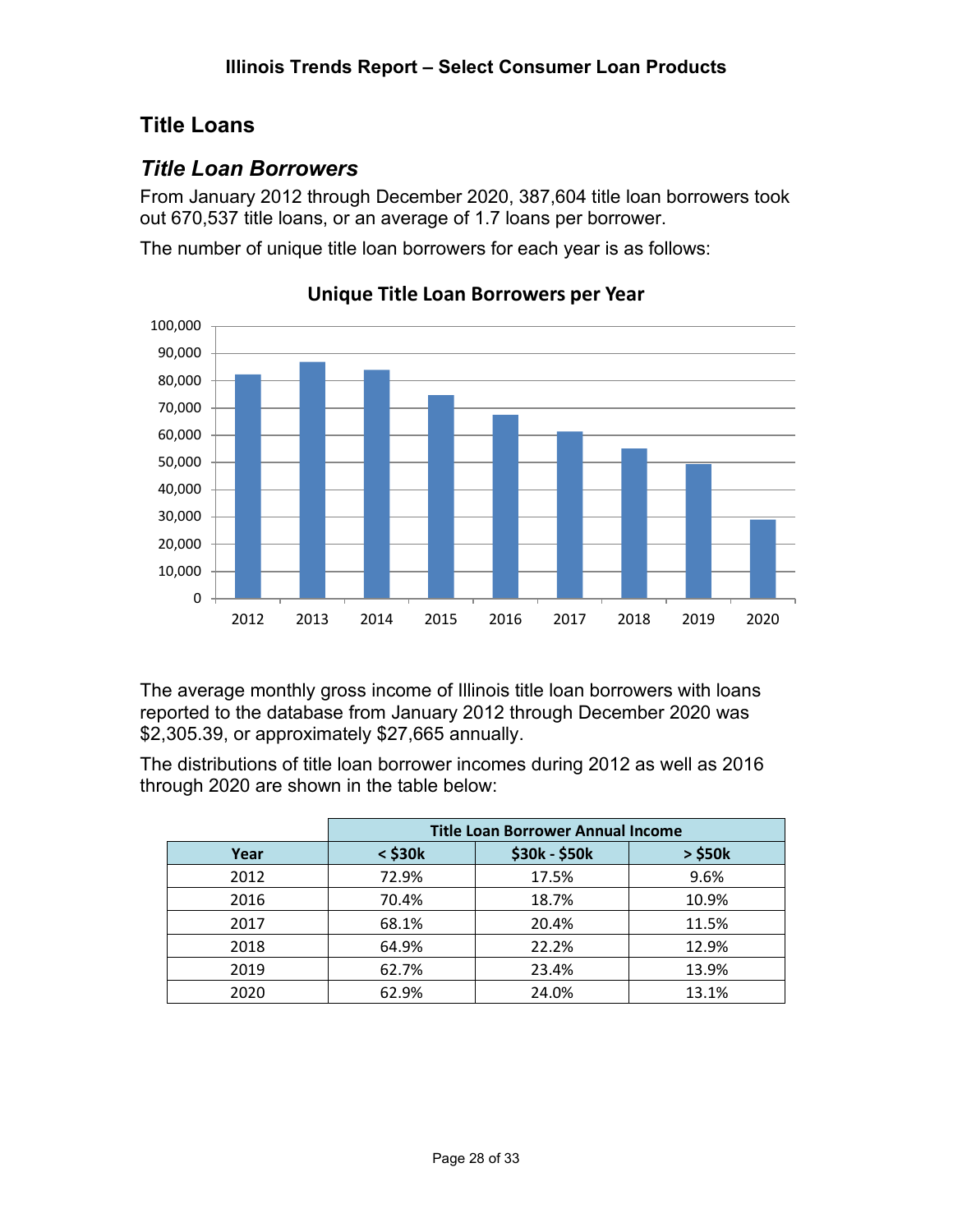## Title Loans

### *Title Loan Borrowers*

From January 2012 through December 2020, 387,604 title loan borrowers took out 670,537 title loans, or an average of 1.7 loans per borrower.

The number of unique title loan borrowers for each year is as follows:

**Unique Title Loan Borrowers per Year**

The average monthly gross income of Illinois title loan borrowers with loans reported to the database from January 2012 through December 2020 was $2,305.39, or approximately $27,665 annually.

The distributions of title loan borrower incomes during 2012 as well as 2016 through 2020 are shown in the table below:

| | Title Loan Borrower Annual Income | | |
|---|---|---|---|
| **Year** | **< $30k** | **$30k - $50k** | **> $50k** |
| 2012 | 72.9% | 17.5% | 9.6% |
| 2016 | 70.4% | 18.7% | 10.9% |
| 2017 | 68.1% | 20.4% | 11.5% |
| 2018 | 64.9% | 22.2% | 12.9% |
| 2019 | 62.7% | 23.4% | 13.9% |
| 2020 | 62.9% | 24.0% | 13.1% |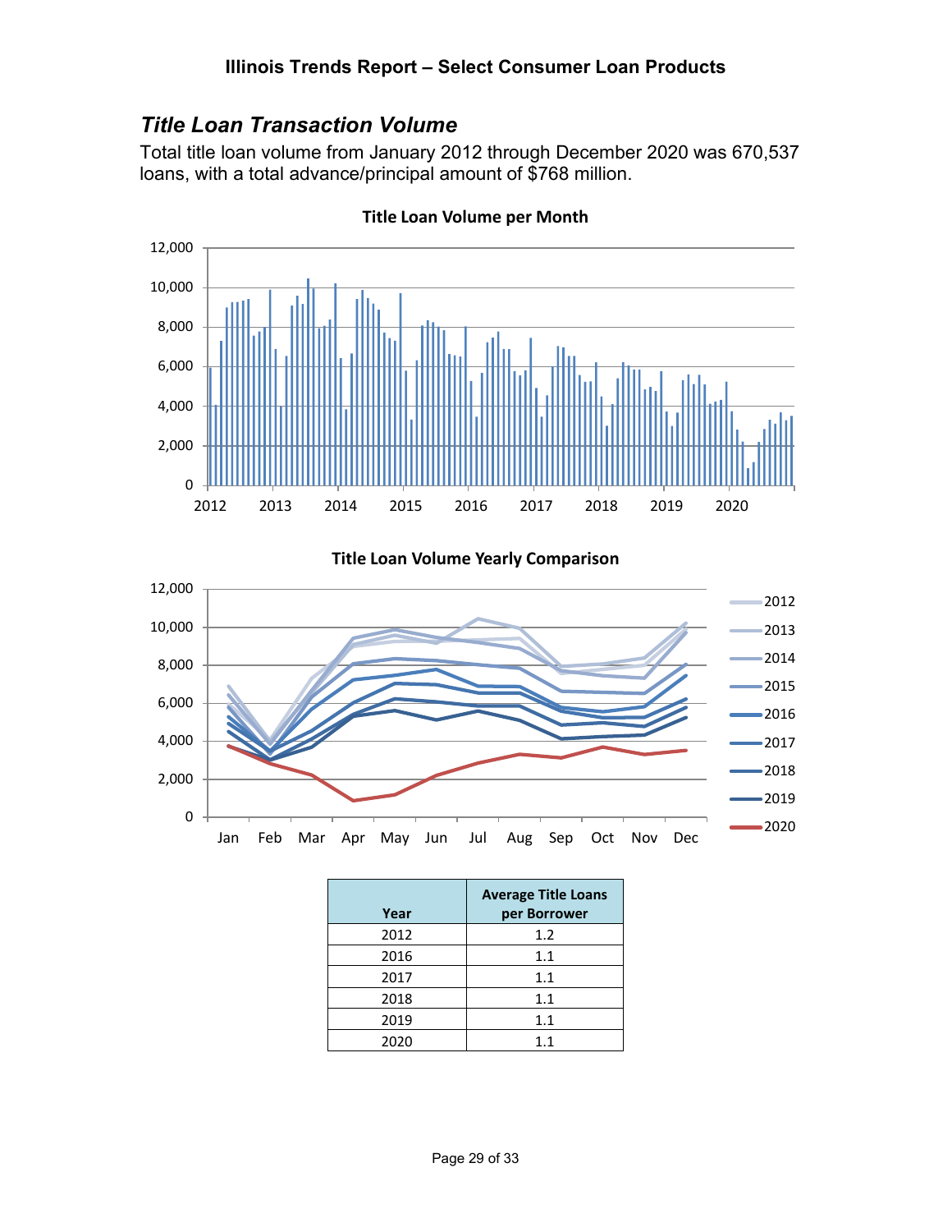## *Title Loan Transaction Volume*

Total title loan volume from January 2012 through December 2020 was 670,537 loans, with a total advance/principal amount of $768 million.

**Title Loan Volume per Month**

**Title Loan Volume Yearly Comparison**

| Year | Average Title Loans per Borrower |
|---|---|
| 2012 | 1.2 |
| 2016 | 1.1 |
| 2017 | 1.1 |
| 2018 | 1.1 |
| 2019 | 1.1 |
| 2020 | 1.1 |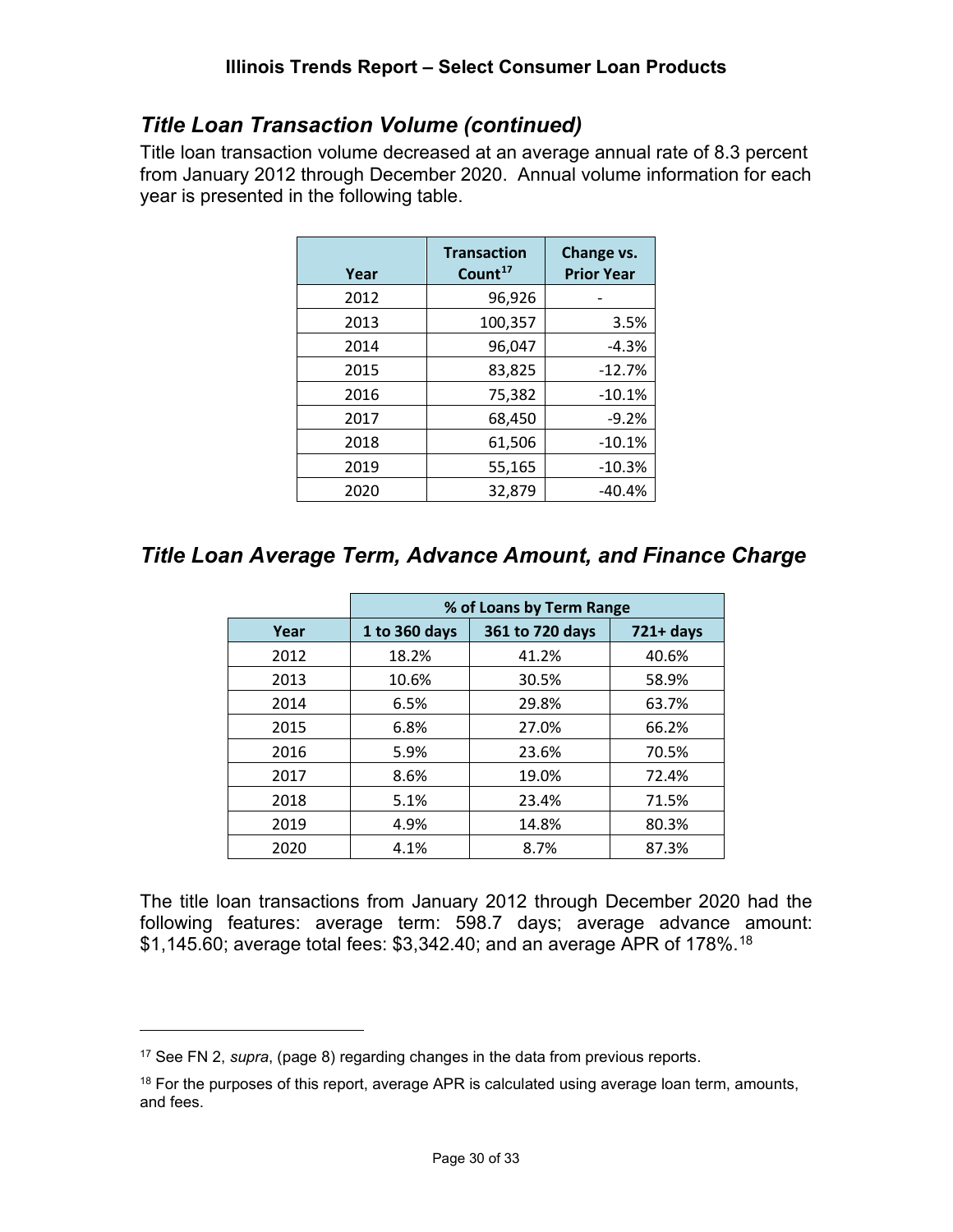## *Title Loan Transaction Volume (continued)*

Title loan transaction volume decreased at an average annual rate of 8.3 percent from January 2012 through December 2020. Annual volume information for each year is presented in the following table.

| Year | Transaction Count[17] | Change vs. Prior Year |
|---|---|---|
| 2012 | 96,926 | - |
| 2013 | 100,357 | 3.5% |
| 2014 | 96,047 | -4.3% |
| 2015 | 83,825 | -12.7% |
| 2016 | 75,382 | -10.1% |
| 2017 | 68,450 | -9.2% |
| 2018 | 61,506 | -10.1% |
| 2019 | 55,165 | -10.3% |
| 2020 | 32,879 | -40.4% |

## *Title Loan Average Term, Advance Amount, and Finance Charge*

| | % of Loans by Term Range | | |
|---|---|---|---|
| Year | 1 to 360 days | 361 to 720 days | 721+ days |
| 2012 | 18.2% | 41.2% | 40.6% |
| 2013 | 10.6% | 30.5% | 58.9% |
| 2014 | 6.5% | 29.8% | 63.7% |
| 2015 | 6.8% | 27.0% | 66.2% |
| 2016 | 5.9% | 23.6% | 70.5% |
| 2017 | 8.6% | 19.0% | 72.4% |
| 2018 | 5.1% | 23.4% | 71.5% |
| 2019 | 4.9% | 14.8% | 80.3% |
| 2020 | 4.1% | 8.7% | 87.3% |

The title loan transactions from January 2012 through December 2020 had the following features: average term: 598.7 days; average advance amount: $1,145.60; average total fees: $3,342.40; and an average APR of 178%.[18]

---

[17] See FN 2, *supra*, (page 8) regarding changes in the data from previous reports.

[18] For the purposes of this report, average APR is calculated using average loan term, amounts, and fees.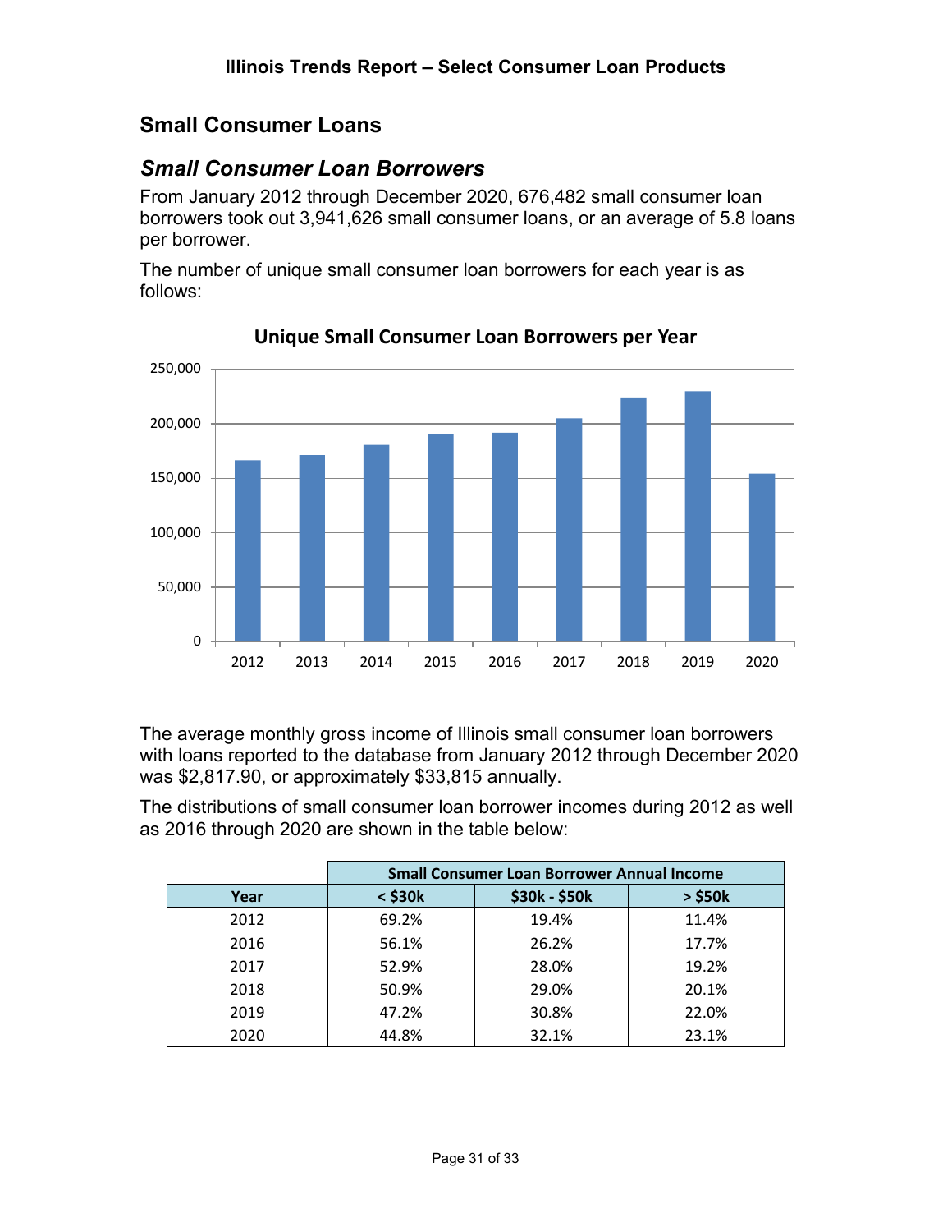## Small Consumer Loans

### *Small Consumer Loan Borrowers*

From January 2012 through December 2020, 676,482 small consumer loan borrowers took out 3,941,626 small consumer loans, or an average of 5.8 loans per borrower.

The number of unique small consumer loan borrowers for each year is as follows:

**Unique Small Consumer Loan Borrowers per Year**

The average monthly gross income of Illinois small consumer loan borrowers with loans reported to the database from January 2012 through December 2020 was $2,817.90, or approximately $33,815 annually.

The distributions of small consumer loan borrower incomes during 2012 as well as 2016 through 2020 are shown in the table below:

| | Small Consumer Loan Borrower Annual Income | | |
|---|---|---|---|
| **Year** | **< $30k** | **$30k - $50k** | **> $50k** |
| 2012 | 69.2% | 19.4% | 11.4% |
| 2016 | 56.1% | 26.2% | 17.7% |
| 2017 | 52.9% | 28.0% | 19.2% |
| 2018 | 50.9% | 29.0% | 20.1% |
| 2019 | 47.2% | 30.8% | 22.0% |
| 2020 | 44.8% | 32.1% | 23.1% |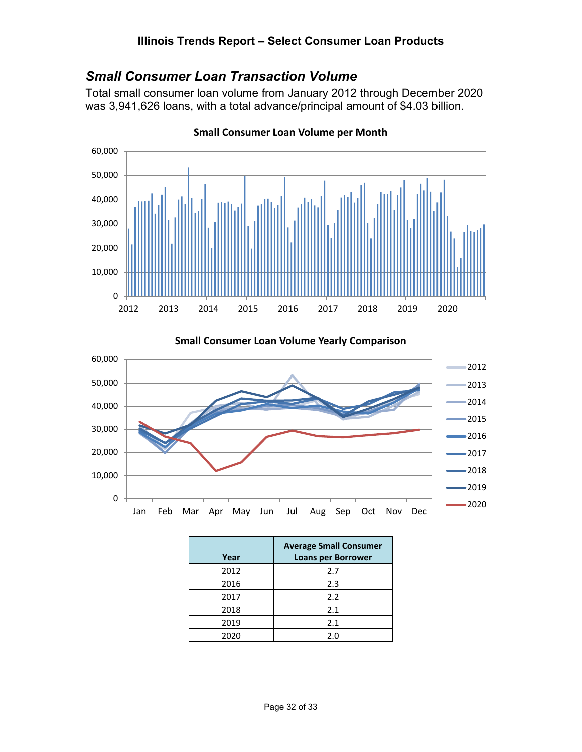## *Small Consumer Loan Transaction Volume*

Total small consumer loan volume from January 2012 through December 2020 was 3,941,626 loans, with a total advance/principal amount of $4.03 billion.

**Small Consumer Loan Volume per Month**

**Small Consumer Loan Volume Yearly Comparison**

| Year | Average Small Consumer Loans per Borrower |
|---|---|
| 2012 | 2.7 |
| 2016 | 2.3 |
| 2017 | 2.2 |
| 2018 | 2.1 |
| 2019 | 2.1 |
| 2020 | 2.0 |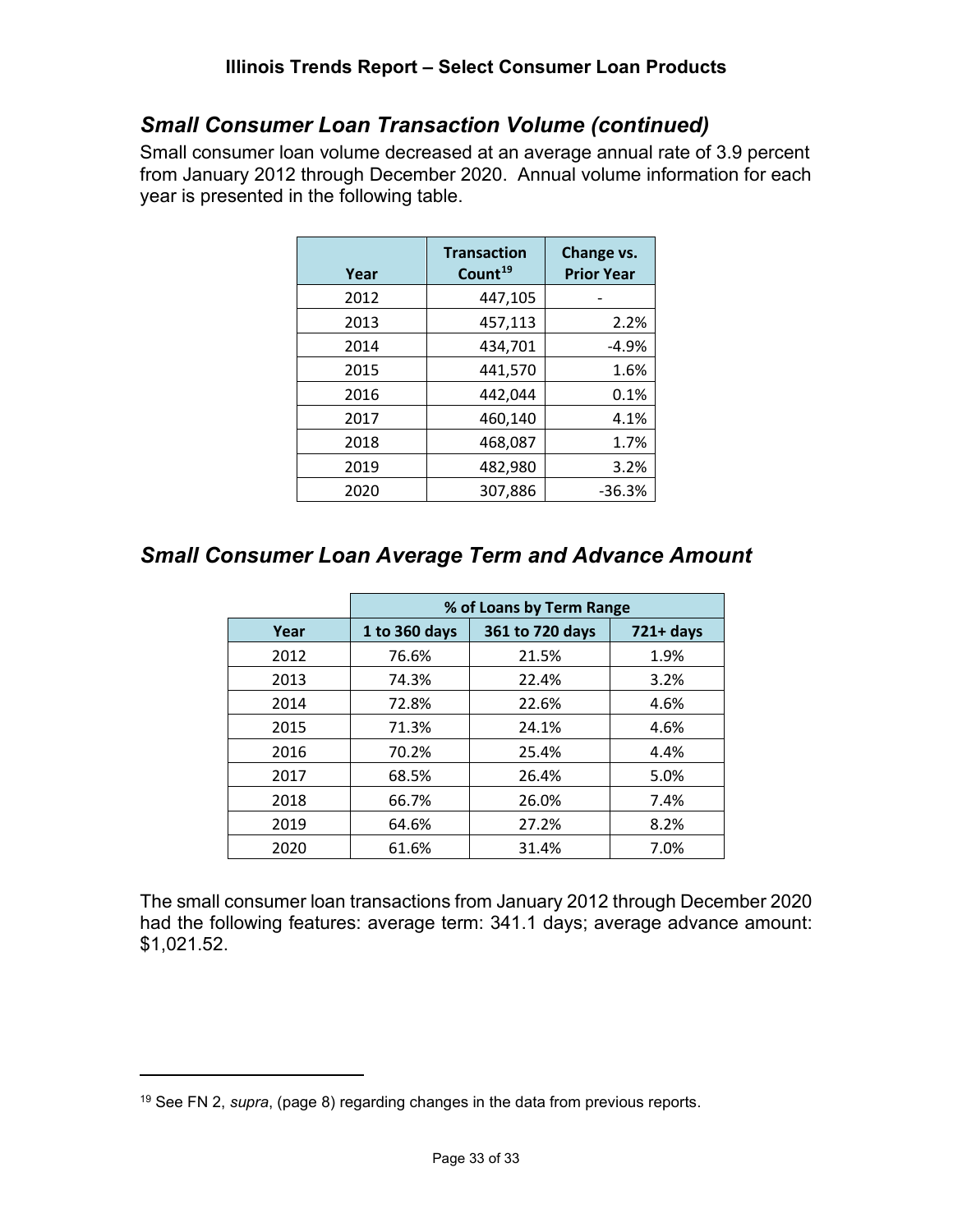## Small Consumer Loan Transaction Volume (continued)

Small consumer loan volume decreased at an average annual rate of 3.9 percent from January 2012 through December 2020. Annual volume information for each year is presented in the following table.

| Year | Transaction Count[19] | Change vs. Prior Year |
|---|---|---|
| 2012 | 447,105 | - |
| 2013 | 457,113 | 2.2% |
| 2014 | 434,701 | -4.9% |
| 2015 | 441,570 | 1.6% |
| 2016 | 442,044 | 0.1% |
| 2017 | 460,140 | 4.1% |
| 2018 | 468,087 | 1.7% |
| 2019 | 482,980 | 3.2% |
| 2020 | 307,886 | -36.3% |

## Small Consumer Loan Average Term and Advance Amount

| | % of Loans by Term Range | | |
|---|---|---|---|
| Year | 1 to 360 days | 361 to 720 days | 721+ days |
| 2012 | 76.6% | 21.5% | 1.9% |
| 2013 | 74.3% | 22.4% | 3.2% |
| 2014 | 72.8% | 22.6% | 4.6% |
| 2015 | 71.3% | 24.1% | 4.6% |
| 2016 | 70.2% | 25.4% | 4.4% |
| 2017 | 68.5% | 26.4% | 5.0% |
| 2018 | 66.7% | 26.0% | 7.4% |
| 2019 | 64.6% | 27.2% | 8.2% |
| 2020 | 61.6% | 31.4% | 7.0% |

The small consumer loan transactions from January 2012 through December 2020 had the following features: average term: 341.1 days; average advance amount: $1,021.52.

[19] See FN 2, *supra*, (page 8) regarding changes in the data from previous reports.